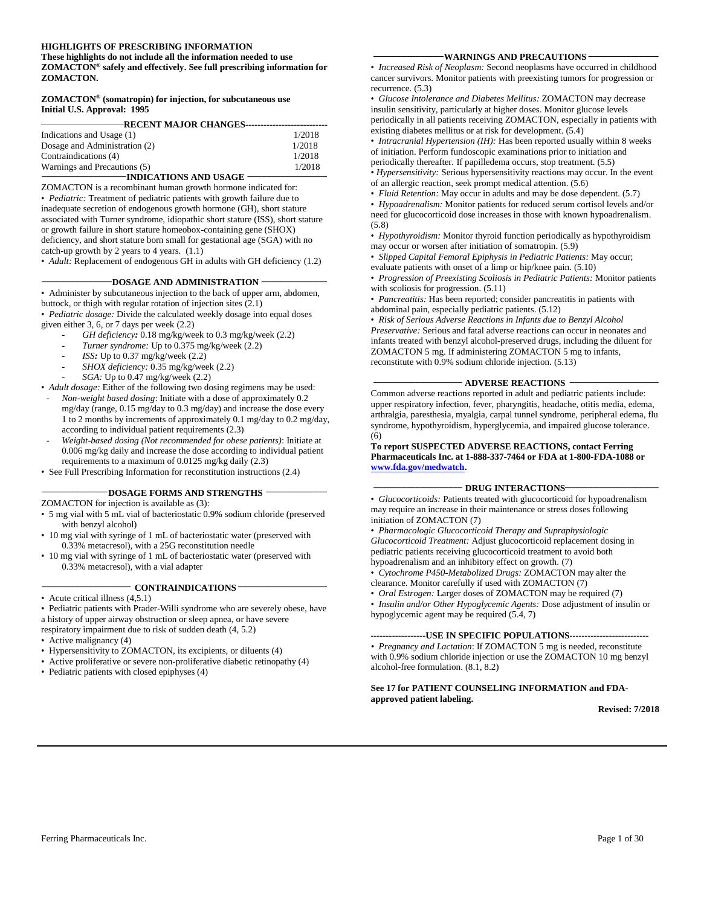**HIGHLIGHTS OF PRESCRIBING INFORMATION**
**These highlights do not include all the information needed to use ZOMACTON® safely and effectively. See full prescribing information for ZOMACTON.**

**ZOMACTON® (somatropin) for injection, for subcutaneous use**
**Initial U.S. Approval: 1995**

## RECENT MAJOR CHANGES

| | |
|---|---|
| Indications and Usage (1) | 1/2018 |
| Dosage and Administration (2) | 1/2018 |
| Contraindications (4) | 1/2018 |
| Warnings and Precautions (5) | 1/2018 |

## INDICATIONS AND USAGE

ZOMACTON is a recombinant human growth hormone indicated for:

- *Pediatric:* Treatment of pediatric patients with growth failure due to inadequate secretion of endogenous growth hormone (GH), short stature associated with Turner syndrome, idiopathic short stature (ISS), short stature or growth failure in short stature homeobox-containing gene (SHOX) deficiency, and short stature born small for gestational age (SGA) with no catch-up growth by 2 years to 4 years. (1.1)
- *Adult:* Replacement of endogenous GH in adults with GH deficiency (1.2)

## DOSAGE AND ADMINISTRATION

- Administer by subcutaneous injection to the back of upper arm, abdomen, buttock, or thigh with regular rotation of injection sites (2.1)
- *Pediatric dosage:* Divide the calculated weekly dosage into equal doses given either 3, 6, or 7 days per week (2.2)
  - *GH deficiency:* 0.18 mg/kg/week to 0.3 mg/kg/week (2.2)
  - *Turner syndrome:* Up to 0.375 mg/kg/week (2.2)
  - *ISS:* Up to 0.37 mg/kg/week (2.2)
  - *SHOX deficiency:* 0.35 mg/kg/week (2.2)
  - *SGA:* Up to 0.47 mg/kg/week (2.2)
- *Adult dosage:* Either of the following two dosing regimens may be used:
  - *Non-weight based dosing*: Initiate with a dose of approximately 0.2 mg/day (range, 0.15 mg/day to 0.3 mg/day) and increase the dose every 1 to 2 months by increments of approximately 0.1 mg/day to 0.2 mg/day, according to individual patient requirements (2.3)
  - *Weight-based dosing (Not recommended for obese patients)*: Initiate at 0.006 mg/kg daily and increase the dose according to individual patient requirements to a maximum of 0.0125 mg/kg daily (2.3)
- See Full Prescribing Information for reconstitution instructions (2.4)

## DOSAGE FORMS AND STRENGTHS

ZOMACTON for injection is available as (3):

- 5 mg vial with 5 mL vial of bacteriostatic 0.9% sodium chloride (preserved with benzyl alcohol)
- 10 mg vial with syringe of 1 mL of bacteriostatic water (preserved with 0.33% metacresol), with a 25G reconstitution needle
- 10 mg vial with syringe of 1 mL of bacteriostatic water (preserved with 0.33% metacresol), with a vial adapter

## CONTRAINDICATIONS

- Acute critical illness (4,5.1)
- Pediatric patients with Prader-Willi syndrome who are severely obese, have a history of upper airway obstruction or sleep apnea, or have severe respiratory impairment due to risk of sudden death (4, 5.2)
- Active malignancy (4)
- Hypersensitivity to ZOMACTON, its excipients, or diluents (4)
- Active proliferative or severe non-proliferative diabetic retinopathy (4)
- Pediatric patients with closed epiphyses (4)

## WARNINGS AND PRECAUTIONS

- *Increased Risk of Neoplasm:* Second neoplasms have occurred in childhood cancer survivors. Monitor patients with preexisting tumors for progression or recurrence. (5.3)
- *Glucose Intolerance and Diabetes Mellitus:* ZOMACTON may decrease insulin sensitivity, particularly at higher doses. Monitor glucose levels periodically in all patients receiving ZOMACTON, especially in patients with existing diabetes mellitus or at risk for development. (5.4)
- *Intracranial Hypertension (IH):* Has been reported usually within 8 weeks of initiation. Perform fundoscopic examinations prior to initiation and periodically thereafter. If papilledema occurs, stop treatment. (5.5)
- *Hypersensitivity:* Serious hypersensitivity reactions may occur. In the event of an allergic reaction, seek prompt medical attention. (5.6)
- *Fluid Retention:* May occur in adults and may be dose dependent. (5.7)
- *Hypoadrenalism:* Monitor patients for reduced serum cortisol levels and/or need for glucocorticoid dose increases in those with known hypoadrenalism. (5.8)
- *Hypothyroidism:* Monitor thyroid function periodically as hypothyroidism may occur or worsen after initiation of somatropin. (5.9)
- *Slipped Capital Femoral Epiphysis in Pediatric Patients:* May occur; evaluate patients with onset of a limp or hip/knee pain. (5.10)
- *Progression of Preexisting Scoliosis in Pediatric Patients:* Monitor patients with scoliosis for progression. (5.11)
- *Pancreatitis:* Has been reported; consider pancreatitis in patients with abdominal pain, especially pediatric patients. (5.12)
- *Risk of Serious Adverse Reactions in Infants due to Benzyl Alcohol Preservative:* Serious and fatal adverse reactions can occur in neonates and infants treated with benzyl alcohol-preserved drugs, including the diluent for ZOMACTON 5 mg. If administering ZOMACTON 5 mg to infants, reconstitute with 0.9% sodium chloride injection. (5.13)

## ADVERSE REACTIONS

Common adverse reactions reported in adult and pediatric patients include: upper respiratory infection, fever, pharyngitis, headache, otitis media, edema, arthralgia, paresthesia, myalgia, carpal tunnel syndrome, peripheral edema, flu syndrome, hypothyroidism, hyperglycemia, and impaired glucose tolerance. (6)

**To report SUSPECTED ADVERSE REACTIONS, contact Ferring Pharmaceuticals Inc. at 1-888-337-7464 or FDA at 1-800-FDA-1088 or www.fda.gov/medwatch.**

## DRUG INTERACTIONS

- *Glucocorticoids:* Patients treated with glucocorticoid for hypoadrenalism may require an increase in their maintenance or stress doses following initiation of ZOMACTON (7)
- *Pharmacologic Glucocorticoid Therapy and Supraphysiologic Glucocorticoid Treatment:* Adjust glucocorticoid replacement dosing in pediatric patients receiving glucocorticoid treatment to avoid both hypoadrenalism and an inhibitory effect on growth. (7)
- *Cytochrome P450-Metabolized Drugs:* ZOMACTON may alter the clearance. Monitor carefully if used with ZOMACTON (7)
- *Oral Estrogen:* Larger doses of ZOMACTON may be required (7)
- *Insulin and/or Other Hypoglycemic Agents:* Dose adjustment of insulin or hypoglycemic agent may be required (5.4, 7)

## USE IN SPECIFIC POPULATIONS

- *Pregnancy and Lactation*: If ZOMACTON 5 mg is needed, reconstitute with 0.9% sodium chloride injection or use the ZOMACTON 10 mg benzyl alcohol-free formulation. (8.1, 8.2)

**See 17 for PATIENT COUNSELING INFORMATION and FDA-approved patient labeling.**

**Revised: 7/2018**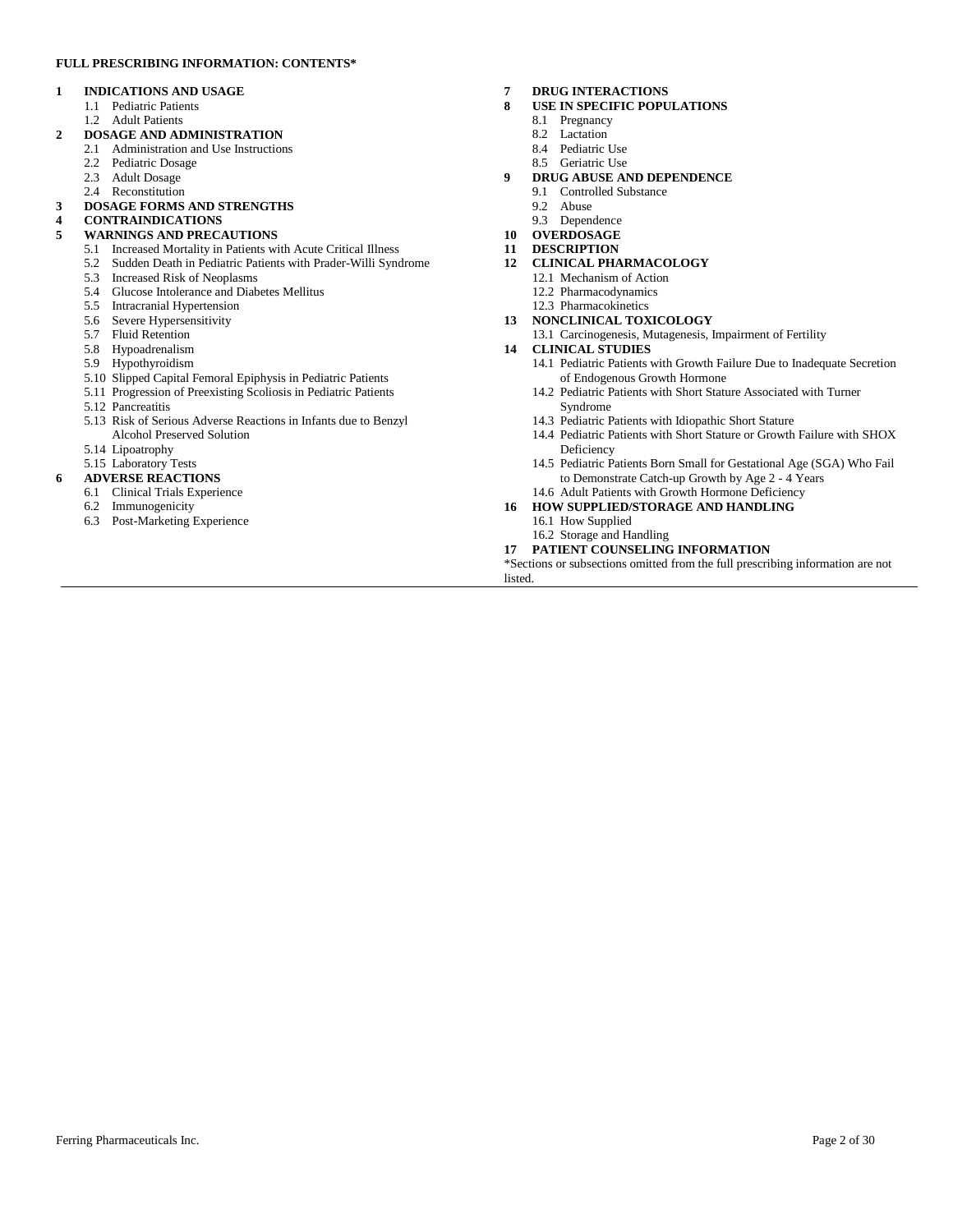**FULL PRESCRIBING INFORMATION: CONTENTS***

**1 INDICATIONS AND USAGE**
- 1.1 Pediatric Patients
- 1.2 Adult Patients

**2 DOSAGE AND ADMINISTRATION**
- 2.1 Administration and Use Instructions
- 2.2 Pediatric Dosage
- 2.3 Adult Dosage
- 2.4 Reconstitution

**3 DOSAGE FORMS AND STRENGTHS**

**4 CONTRAINDICATIONS**

**5 WARNINGS AND PRECAUTIONS**
- 5.1 Increased Mortality in Patients with Acute Critical Illness
- 5.2 Sudden Death in Pediatric Patients with Prader-Willi Syndrome
- 5.3 Increased Risk of Neoplasms
- 5.4 Glucose Intolerance and Diabetes Mellitus
- 5.5 Intracranial Hypertension
- 5.6 Severe Hypersensitivity
- 5.7 Fluid Retention
- 5.8 Hypoadrenalism
- 5.9 Hypothyroidism
- 5.10 Slipped Capital Femoral Epiphysis in Pediatric Patients
- 5.11 Progression of Preexisting Scoliosis in Pediatric Patients
- 5.12 Pancreatitis
- 5.13 Risk of Serious Adverse Reactions in Infants due to Benzyl Alcohol Preserved Solution
- 5.14 Lipoatrophy
- 5.15 Laboratory Tests

**6 ADVERSE REACTIONS**
- 6.1 Clinical Trials Experience
- 6.2 Immunogenicity
- 6.3 Post-Marketing Experience

**7 DRUG INTERACTIONS**

**8 USE IN SPECIFIC POPULATIONS**
- 8.1 Pregnancy
- 8.2 Lactation
- 8.4 Pediatric Use
- 8.5 Geriatric Use

**9 DRUG ABUSE AND DEPENDENCE**
- 9.1 Controlled Substance
- 9.2 Abuse
- 9.3 Dependence

**10 OVERDOSAGE**

**11 DESCRIPTION**

**12 CLINICAL PHARMACOLOGY**
- 12.1 Mechanism of Action
- 12.2 Pharmacodynamics
- 12.3 Pharmacokinetics

**13 NONCLINICAL TOXICOLOGY**
- 13.1 Carcinogenesis, Mutagenesis, Impairment of Fertility

**14 CLINICAL STUDIES**
- 14.1 Pediatric Patients with Growth Failure Due to Inadequate Secretion of Endogenous Growth Hormone
- 14.2 Pediatric Patients with Short Stature Associated with Turner Syndrome
- 14.3 Pediatric Patients with Idiopathic Short Stature
- 14.4 Pediatric Patients with Short Stature or Growth Failure with SHOX Deficiency
- 14.5 Pediatric Patients Born Small for Gestational Age (SGA) Who Fail to Demonstrate Catch-up Growth by Age 2 - 4 Years
- 14.6 Adult Patients with Growth Hormone Deficiency

**16 HOW SUPPLIED/STORAGE AND HANDLING**
- 16.1 How Supplied
- 16.2 Storage and Handling

**17 PATIENT COUNSELING INFORMATION**

*Sections or subsections omitted from the full prescribing information are not listed.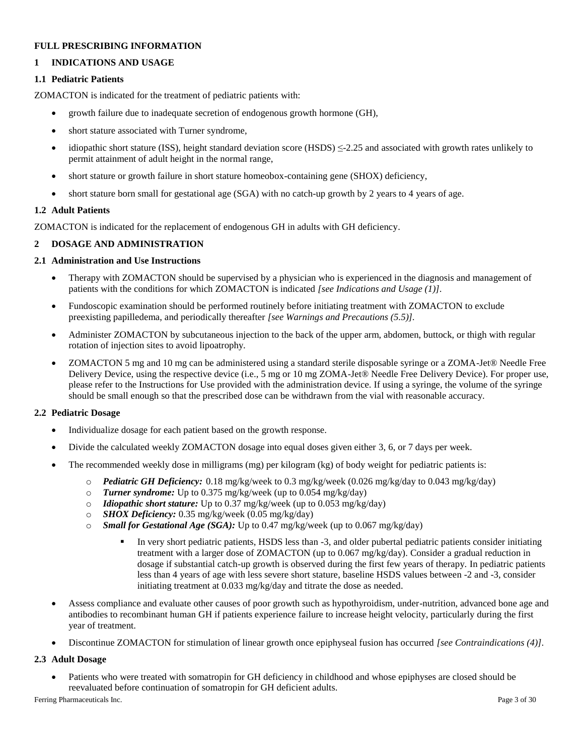# FULL PRESCRIBING INFORMATION

## 1 INDICATIONS AND USAGE

### 1.1 Pediatric Patients

ZOMACTON is indicated for the treatment of pediatric patients with:

- growth failure due to inadequate secretion of endogenous growth hormone (GH),
- short stature associated with Turner syndrome,
- idiopathic short stature (ISS), height standard deviation score (HSDS) ≤-2.25 and associated with growth rates unlikely to permit attainment of adult height in the normal range,
- short stature or growth failure in short stature homeobox-containing gene (SHOX) deficiency,
- short stature born small for gestational age (SGA) with no catch-up growth by 2 years to 4 years of age.

### 1.2 Adult Patients

ZOMACTON is indicated for the replacement of endogenous GH in adults with GH deficiency.

## 2 DOSAGE AND ADMINISTRATION

### 2.1 Administration and Use Instructions

- Therapy with ZOMACTON should be supervised by a physician who is experienced in the diagnosis and management of patients with the conditions for which ZOMACTON is indicated *[see Indications and Usage (1)]*.
- Fundoscopic examination should be performed routinely before initiating treatment with ZOMACTON to exclude preexisting papilledema, and periodically thereafter *[see Warnings and Precautions (5.5)]*.
- Administer ZOMACTON by subcutaneous injection to the back of the upper arm, abdomen, buttock, or thigh with regular rotation of injection sites to avoid lipoatrophy.
- ZOMACTON 5 mg and 10 mg can be administered using a standard sterile disposable syringe or a ZOMA-Jet® Needle Free Delivery Device, using the respective device (i.e., 5 mg or 10 mg ZOMA-Jet® Needle Free Delivery Device). For proper use, please refer to the Instructions for Use provided with the administration device. If using a syringe, the volume of the syringe should be small enough so that the prescribed dose can be withdrawn from the vial with reasonable accuracy.

### 2.2 Pediatric Dosage

- Individualize dosage for each patient based on the growth response.
- Divide the calculated weekly ZOMACTON dosage into equal doses given either 3, 6, or 7 days per week.
- The recommended weekly dose in milligrams (mg) per kilogram (kg) of body weight for pediatric patients is:
  - ***Pediatric GH Deficiency:*** 0.18 mg/kg/week to 0.3 mg/kg/week (0.026 mg/kg/day to 0.043 mg/kg/day)
  - ***Turner syndrome:*** Up to 0.375 mg/kg/week (up to 0.054 mg/kg/day)
  - ***Idiopathic short stature:*** Up to 0.37 mg/kg/week (up to 0.053 mg/kg/day)
  - ***SHOX Deficiency:*** 0.35 mg/kg/week (0.05 mg/kg/day)
  - ***Small for Gestational Age (SGA):*** Up to 0.47 mg/kg/week (up to 0.067 mg/kg/day)
    - In very short pediatric patients, HSDS less than -3, and older pubertal pediatric patients consider initiating treatment with a larger dose of ZOMACTON (up to 0.067 mg/kg/day). Consider a gradual reduction in dosage if substantial catch-up growth is observed during the first few years of therapy. In pediatric patients less than 4 years of age with less severe short stature, baseline HSDS values between -2 and -3, consider initiating treatment at 0.033 mg/kg/day and titrate the dose as needed.
- Assess compliance and evaluate other causes of poor growth such as hypothyroidism, under-nutrition, advanced bone age and antibodies to recombinant human GH if patients experience failure to increase height velocity, particularly during the first year of treatment.
- Discontinue ZOMACTON for stimulation of linear growth once epiphyseal fusion has occurred *[see Contraindications (4)]*.

### 2.3 Adult Dosage

- Patients who were treated with somatropin for GH deficiency in childhood and whose epiphyses are closed should be reevaluated before continuation of somatropin for GH deficient adults.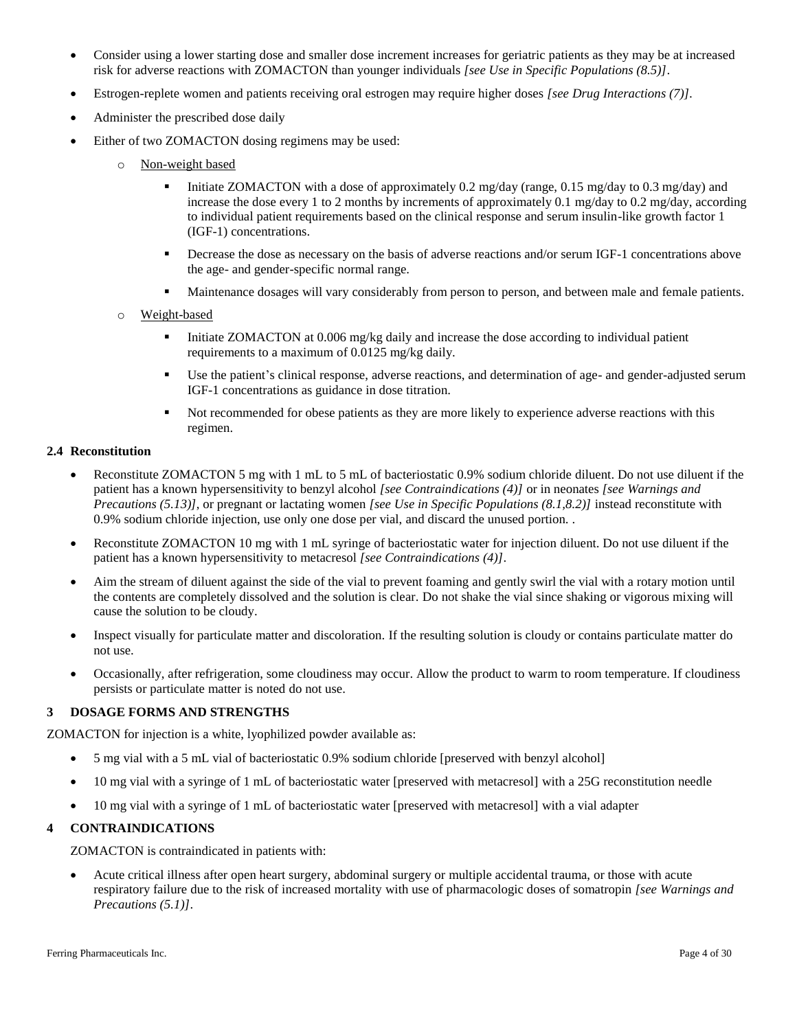- Consider using a lower starting dose and smaller dose increment increases for geriatric patients as they may be at increased risk for adverse reactions with ZOMACTON than younger individuals *[see Use in Specific Populations (8.5)]*.
- Estrogen-replete women and patients receiving oral estrogen may require higher doses *[see Drug Interactions (7)]*.
- Administer the prescribed dose daily
- Either of two ZOMACTON dosing regimens may be used:
  - Non-weight based
    - Initiate ZOMACTON with a dose of approximately 0.2 mg/day (range, 0.15 mg/day to 0.3 mg/day) and increase the dose every 1 to 2 months by increments of approximately 0.1 mg/day to 0.2 mg/day, according to individual patient requirements based on the clinical response and serum insulin-like growth factor 1 (IGF-1) concentrations.
    - Decrease the dose as necessary on the basis of adverse reactions and/or serum IGF-1 concentrations above the age- and gender-specific normal range.
    - Maintenance dosages will vary considerably from person to person, and between male and female patients.
  - Weight-based
    - Initiate ZOMACTON at 0.006 mg/kg daily and increase the dose according to individual patient requirements to a maximum of 0.0125 mg/kg daily.
    - Use the patient's clinical response, adverse reactions, and determination of age- and gender-adjusted serum IGF-1 concentrations as guidance in dose titration.
    - Not recommended for obese patients as they are more likely to experience adverse reactions with this regimen.

### 2.4 Reconstitution

- Reconstitute ZOMACTON 5 mg with 1 mL to 5 mL of bacteriostatic 0.9% sodium chloride diluent. Do not use diluent if the patient has a known hypersensitivity to benzyl alcohol *[see Contraindications (4)]* or in neonates *[see Warnings and Precautions (5.13)]*, or pregnant or lactating women *[see Use in Specific Populations (8.1,8.2)]* instead reconstitute with 0.9% sodium chloride injection, use only one dose per vial, and discard the unused portion. .
- Reconstitute ZOMACTON 10 mg with 1 mL syringe of bacteriostatic water for injection diluent. Do not use diluent if the patient has a known hypersensitivity to metacresol *[see Contraindications (4)]*.
- Aim the stream of diluent against the side of the vial to prevent foaming and gently swirl the vial with a rotary motion until the contents are completely dissolved and the solution is clear. Do not shake the vial since shaking or vigorous mixing will cause the solution to be cloudy.
- Inspect visually for particulate matter and discoloration. If the resulting solution is cloudy or contains particulate matter do not use.
- Occasionally, after refrigeration, some cloudiness may occur. Allow the product to warm to room temperature. If cloudiness persists or particulate matter is noted do not use.

## 3 DOSAGE FORMS AND STRENGTHS

ZOMACTON for injection is a white, lyophilized powder available as:

- 5 mg vial with a 5 mL vial of bacteriostatic 0.9% sodium chloride [preserved with benzyl alcohol]
- 10 mg vial with a syringe of 1 mL of bacteriostatic water [preserved with metacresol] with a 25G reconstitution needle
- 10 mg vial with a syringe of 1 mL of bacteriostatic water [preserved with metacresol] with a vial adapter

## 4 CONTRAINDICATIONS

ZOMACTON is contraindicated in patients with:

- Acute critical illness after open heart surgery, abdominal surgery or multiple accidental trauma, or those with acute respiratory failure due to the risk of increased mortality with use of pharmacologic doses of somatropin *[see Warnings and Precautions (5.1)]*.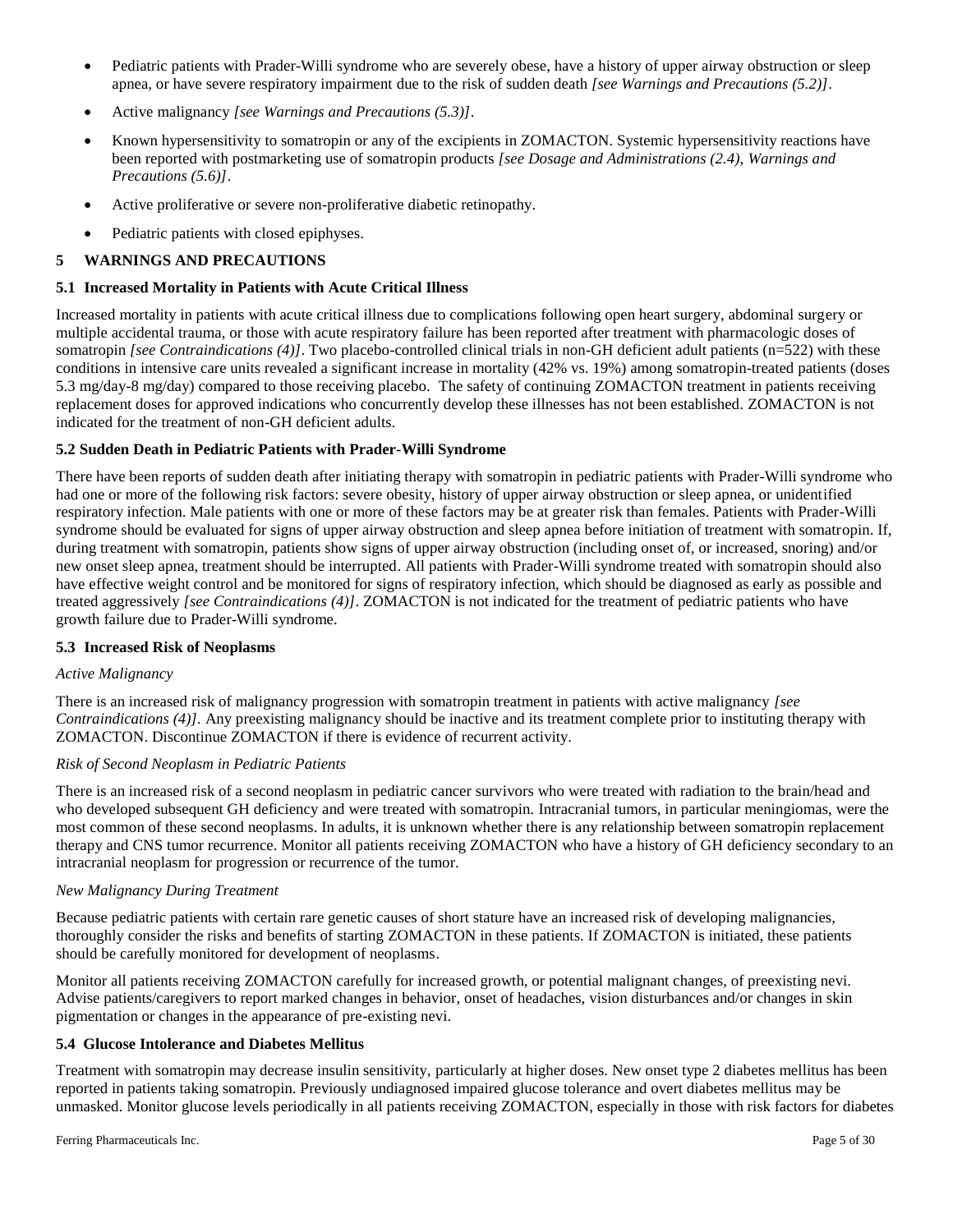- Pediatric patients with Prader-Willi syndrome who are severely obese, have a history of upper airway obstruction or sleep apnea, or have severe respiratory impairment due to the risk of sudden death *[see Warnings and Precautions (5.2)]*.
- Active malignancy *[see Warnings and Precautions (5.3)]*.
- Known hypersensitivity to somatropin or any of the excipients in ZOMACTON. Systemic hypersensitivity reactions have been reported with postmarketing use of somatropin products *[see Dosage and Administrations (2.4), Warnings and Precautions (5.6)]*.
- Active proliferative or severe non-proliferative diabetic retinopathy.
- Pediatric patients with closed epiphyses.

## 5 WARNINGS AND PRECAUTIONS

### 5.1 Increased Mortality in Patients with Acute Critical Illness

Increased mortality in patients with acute critical illness due to complications following open heart surgery, abdominal surgery or multiple accidental trauma, or those with acute respiratory failure has been reported after treatment with pharmacologic doses of somatropin *[see Contraindications (4)]*. Two placebo-controlled clinical trials in non-GH deficient adult patients (n=522) with these conditions in intensive care units revealed a significant increase in mortality (42% vs. 19%) among somatropin-treated patients (doses 5.3 mg/day-8 mg/day) compared to those receiving placebo. The safety of continuing ZOMACTON treatment in patients receiving replacement doses for approved indications who concurrently develop these illnesses has not been established. ZOMACTON is not indicated for the treatment of non-GH deficient adults.

### 5.2 Sudden Death in Pediatric Patients with Prader-Willi Syndrome

There have been reports of sudden death after initiating therapy with somatropin in pediatric patients with Prader-Willi syndrome who had one or more of the following risk factors: severe obesity, history of upper airway obstruction or sleep apnea, or unidentified respiratory infection. Male patients with one or more of these factors may be at greater risk than females. Patients with Prader-Willi syndrome should be evaluated for signs of upper airway obstruction and sleep apnea before initiation of treatment with somatropin. If, during treatment with somatropin, patients show signs of upper airway obstruction (including onset of, or increased, snoring) and/or new onset sleep apnea, treatment should be interrupted. All patients with Prader-Willi syndrome treated with somatropin should also have effective weight control and be monitored for signs of respiratory infection, which should be diagnosed as early as possible and treated aggressively *[see Contraindications (4)]*. ZOMACTON is not indicated for the treatment of pediatric patients who have growth failure due to Prader-Willi syndrome.

### 5.3 Increased Risk of Neoplasms

*Active Malignancy*

There is an increased risk of malignancy progression with somatropin treatment in patients with active malignancy *[see Contraindications (4)]*. Any preexisting malignancy should be inactive and its treatment complete prior to instituting therapy with ZOMACTON. Discontinue ZOMACTON if there is evidence of recurrent activity.

*Risk of Second Neoplasm in Pediatric Patients*

There is an increased risk of a second neoplasm in pediatric cancer survivors who were treated with radiation to the brain/head and who developed subsequent GH deficiency and were treated with somatropin. Intracranial tumors, in particular meningiomas, were the most common of these second neoplasms. In adults, it is unknown whether there is any relationship between somatropin replacement therapy and CNS tumor recurrence. Monitor all patients receiving ZOMACTON who have a history of GH deficiency secondary to an intracranial neoplasm for progression or recurrence of the tumor.

*New Malignancy During Treatment*

Because pediatric patients with certain rare genetic causes of short stature have an increased risk of developing malignancies, thoroughly consider the risks and benefits of starting ZOMACTON in these patients. If ZOMACTON is initiated, these patients should be carefully monitored for development of neoplasms.

Monitor all patients receiving ZOMACTON carefully for increased growth, or potential malignant changes, of preexisting nevi. Advise patients/caregivers to report marked changes in behavior, onset of headaches, vision disturbances and/or changes in skin pigmentation or changes in the appearance of pre-existing nevi.

### 5.4 Glucose Intolerance and Diabetes Mellitus

Treatment with somatropin may decrease insulin sensitivity, particularly at higher doses. New onset type 2 diabetes mellitus has been reported in patients taking somatropin. Previously undiagnosed impaired glucose tolerance and overt diabetes mellitus may be unmasked. Monitor glucose levels periodically in all patients receiving ZOMACTON, especially in those with risk factors for diabetes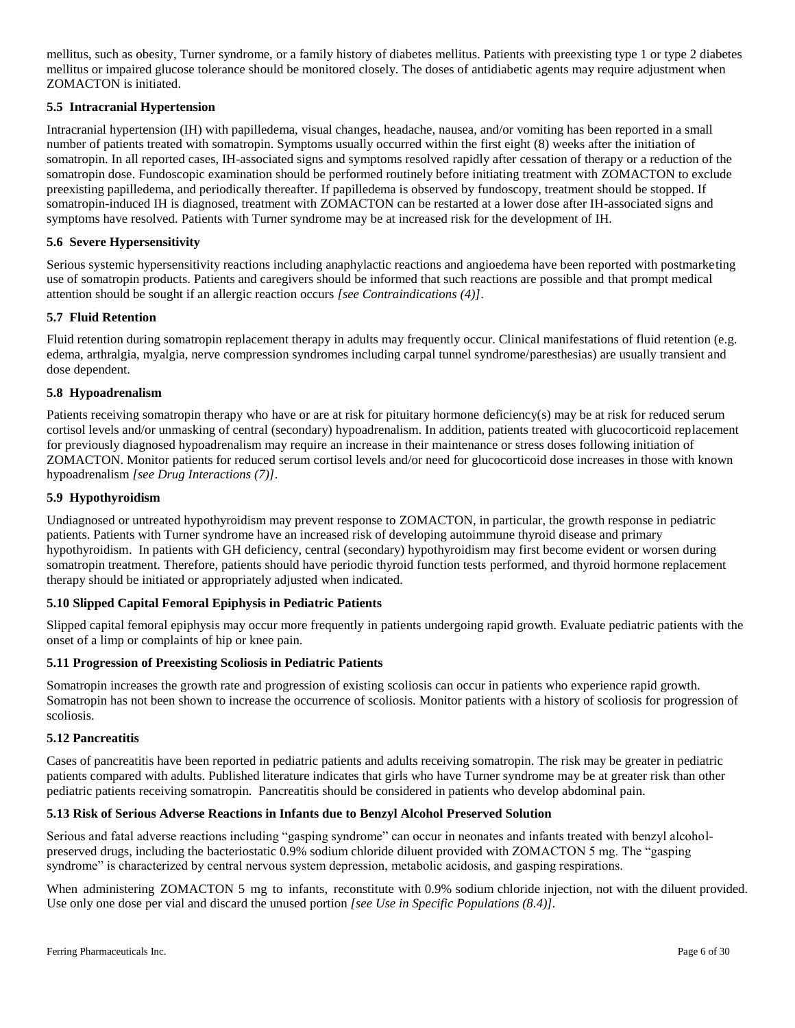mellitus, such as obesity, Turner syndrome, or a family history of diabetes mellitus. Patients with preexisting type 1 or type 2 diabetes mellitus or impaired glucose tolerance should be monitored closely. The doses of antidiabetic agents may require adjustment when ZOMACTON is initiated.

### 5.5 Intracranial Hypertension

Intracranial hypertension (IH) with papilledema, visual changes, headache, nausea, and/or vomiting has been reported in a small number of patients treated with somatropin. Symptoms usually occurred within the first eight (8) weeks after the initiation of somatropin. In all reported cases, IH-associated signs and symptoms resolved rapidly after cessation of therapy or a reduction of the somatropin dose. Fundoscopic examination should be performed routinely before initiating treatment with ZOMACTON to exclude preexisting papilledema, and periodically thereafter. If papilledema is observed by fundoscopy, treatment should be stopped. If somatropin-induced IH is diagnosed, treatment with ZOMACTON can be restarted at a lower dose after IH-associated signs and symptoms have resolved. Patients with Turner syndrome may be at increased risk for the development of IH.

### 5.6 Severe Hypersensitivity

Serious systemic hypersensitivity reactions including anaphylactic reactions and angioedema have been reported with postmarketing use of somatropin products. Patients and caregivers should be informed that such reactions are possible and that prompt medical attention should be sought if an allergic reaction occurs *[see Contraindications (4)]*.

### 5.7 Fluid Retention

Fluid retention during somatropin replacement therapy in adults may frequently occur. Clinical manifestations of fluid retention (e.g. edema, arthralgia, myalgia, nerve compression syndromes including carpal tunnel syndrome/paresthesias) are usually transient and dose dependent.

### 5.8 Hypoadrenalism

Patients receiving somatropin therapy who have or are at risk for pituitary hormone deficiency(s) may be at risk for reduced serum cortisol levels and/or unmasking of central (secondary) hypoadrenalism. In addition, patients treated with glucocorticoid replacement for previously diagnosed hypoadrenalism may require an increase in their maintenance or stress doses following initiation of ZOMACTON. Monitor patients for reduced serum cortisol levels and/or need for glucocorticoid dose increases in those with known hypoadrenalism *[see Drug Interactions (7)]*.

### 5.9 Hypothyroidism

Undiagnosed or untreated hypothyroidism may prevent response to ZOMACTON, in particular, the growth response in pediatric patients. Patients with Turner syndrome have an increased risk of developing autoimmune thyroid disease and primary hypothyroidism. In patients with GH deficiency, central (secondary) hypothyroidism may first become evident or worsen during somatropin treatment. Therefore, patients should have periodic thyroid function tests performed, and thyroid hormone replacement therapy should be initiated or appropriately adjusted when indicated.

### 5.10 Slipped Capital Femoral Epiphysis in Pediatric Patients

Slipped capital femoral epiphysis may occur more frequently in patients undergoing rapid growth. Evaluate pediatric patients with the onset of a limp or complaints of hip or knee pain.

### 5.11 Progression of Preexisting Scoliosis in Pediatric Patients

Somatropin increases the growth rate and progression of existing scoliosis can occur in patients who experience rapid growth. Somatropin has not been shown to increase the occurrence of scoliosis. Monitor patients with a history of scoliosis for progression of scoliosis.

### 5.12 Pancreatitis

Cases of pancreatitis have been reported in pediatric patients and adults receiving somatropin. The risk may be greater in pediatric patients compared with adults. Published literature indicates that girls who have Turner syndrome may be at greater risk than other pediatric patients receiving somatropin. Pancreatitis should be considered in patients who develop abdominal pain.

### 5.13 Risk of Serious Adverse Reactions in Infants due to Benzyl Alcohol Preserved Solution

Serious and fatal adverse reactions including "gasping syndrome" can occur in neonates and infants treated with benzyl alcohol-preserved drugs, including the bacteriostatic 0.9% sodium chloride diluent provided with ZOMACTON 5 mg. The "gasping syndrome" is characterized by central nervous system depression, metabolic acidosis, and gasping respirations.

When administering ZOMACTON 5 mg to infants, reconstitute with 0.9% sodium chloride injection, not with the diluent provided. Use only one dose per vial and discard the unused portion *[see Use in Specific Populations (8.4)]*.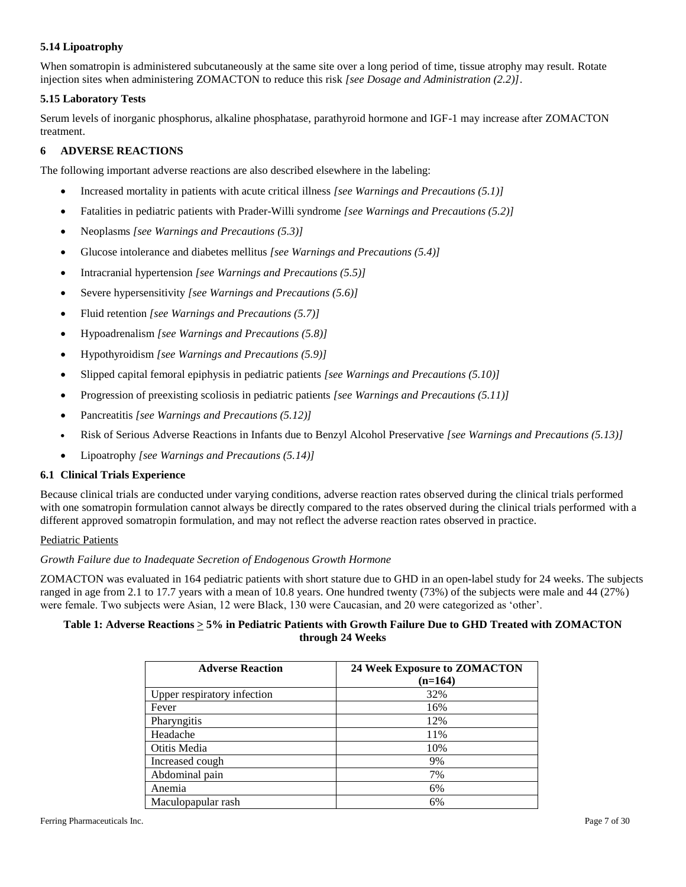### 5.14 Lipoatrophy

When somatropin is administered subcutaneously at the same site over a long period of time, tissue atrophy may result. Rotate injection sites when administering ZOMACTON to reduce this risk *[see Dosage and Administration (2.2)]*.

### 5.15 Laboratory Tests

Serum levels of inorganic phosphorus, alkaline phosphatase, parathyroid hormone and IGF-1 may increase after ZOMACTON treatment.

## 6 ADVERSE REACTIONS

The following important adverse reactions are also described elsewhere in the labeling:

- Increased mortality in patients with acute critical illness *[see Warnings and Precautions (5.1)]*
- Fatalities in pediatric patients with Prader-Willi syndrome *[see Warnings and Precautions (5.2)]*
- Neoplasms *[see Warnings and Precautions (5.3)]*
- Glucose intolerance and diabetes mellitus *[see Warnings and Precautions (5.4)]*
- Intracranial hypertension *[see Warnings and Precautions (5.5)]*
- Severe hypersensitivity *[see Warnings and Precautions (5.6)]*
- Fluid retention *[see Warnings and Precautions (5.7)]*
- Hypoadrenalism *[see Warnings and Precautions (5.8)]*
- Hypothyroidism *[see Warnings and Precautions (5.9)]*
- Slipped capital femoral epiphysis in pediatric patients *[see Warnings and Precautions (5.10)]*
- Progression of preexisting scoliosis in pediatric patients *[see Warnings and Precautions (5.11)]*
- Pancreatitis *[see Warnings and Precautions (5.12)]*
- Risk of Serious Adverse Reactions in Infants due to Benzyl Alcohol Preservative *[see Warnings and Precautions (5.13)]*
- Lipoatrophy *[see Warnings and Precautions (5.14)]*

### 6.1 Clinical Trials Experience

Because clinical trials are conducted under varying conditions, adverse reaction rates observed during the clinical trials performed with one somatropin formulation cannot always be directly compared to the rates observed during the clinical trials performed with a different approved somatropin formulation, and may not reflect the adverse reaction rates observed in practice.

Pediatric Patients

*Growth Failure due to Inadequate Secretion of Endogenous Growth Hormone*

ZOMACTON was evaluated in 164 pediatric patients with short stature due to GHD in an open-label study for 24 weeks. The subjects ranged in age from 2.1 to 17.7 years with a mean of 10.8 years. One hundred twenty (73%) of the subjects were male and 44 (27%) were female. Two subjects were Asian, 12 were Black, 130 were Caucasian, and 20 were categorized as 'other'.

**Table 1: Adverse Reactions ≥ 5% in Pediatric Patients with Growth Failure Due to GHD Treated with ZOMACTON through 24 Weeks**

| Adverse Reaction | 24 Week Exposure to ZOMACTON (n=164) |
|---|---|
| Upper respiratory infection | 32% |
| Fever | 16% |
| Pharyngitis | 12% |
| Headache | 11% |
| Otitis Media | 10% |
| Increased cough | 9% |
| Abdominal pain | 7% |
| Anemia | 6% |
| Maculopapular rash | 6% |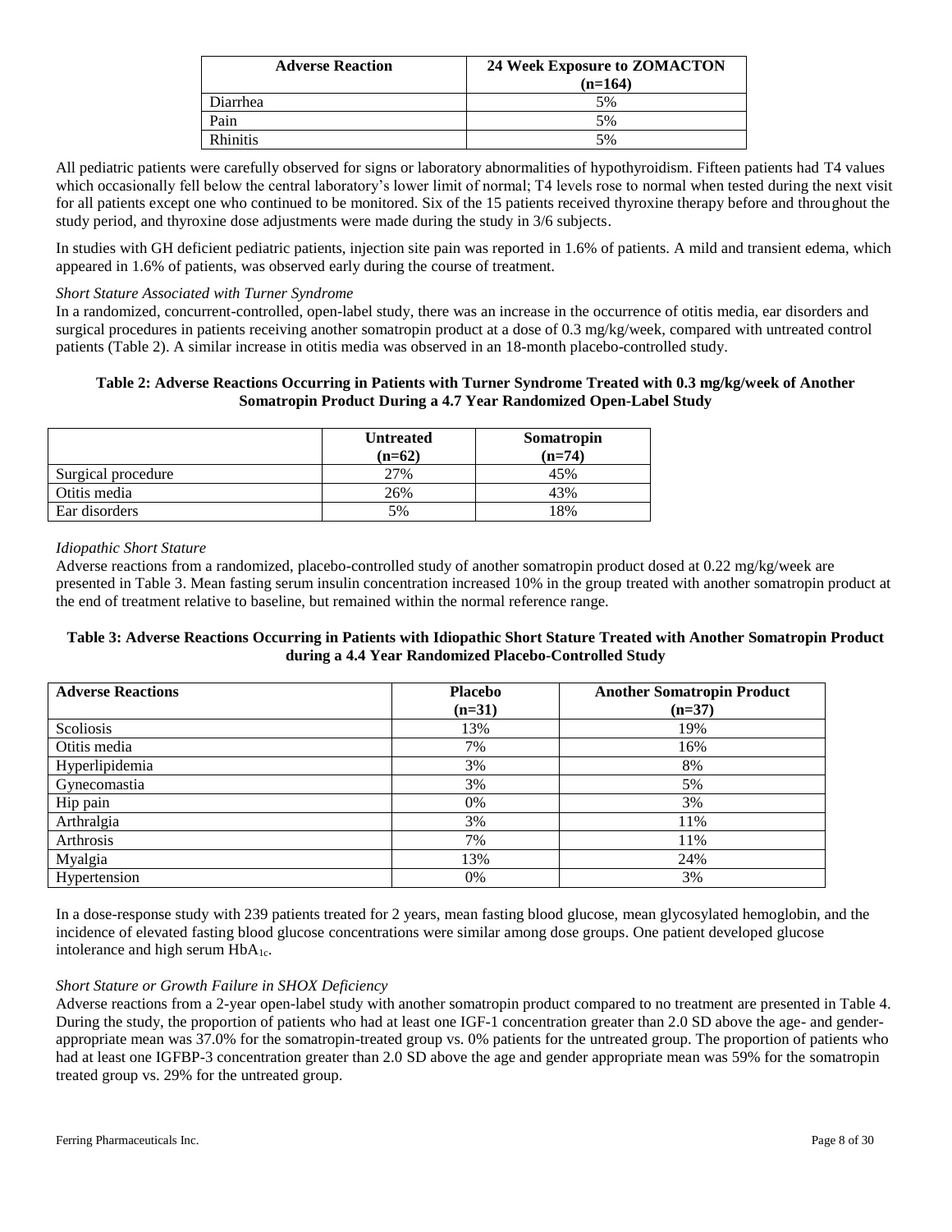| Adverse Reaction | 24 Week Exposure to ZOMACTON (n=164) |
|---|---|
| Diarrhea | 5% |
| Pain | 5% |
| Rhinitis | 5% |

All pediatric patients were carefully observed for signs or laboratory abnormalities of hypothyroidism. Fifteen patients had T4 values which occasionally fell below the central laboratory's lower limit of normal; T4 levels rose to normal when tested during the next visit for all patients except one who continued to be monitored. Six of the 15 patients received thyroxine therapy before and throughout the study period, and thyroxine dose adjustments were made during the study in 3/6 subjects.

In studies with GH deficient pediatric patients, injection site pain was reported in 1.6% of patients. A mild and transient edema, which appeared in 1.6% of patients, was observed early during the course of treatment.

*Short Stature Associated with Turner Syndrome*

In a randomized, concurrent-controlled, open-label study, there was an increase in the occurrence of otitis media, ear disorders and surgical procedures in patients receiving another somatropin product at a dose of 0.3 mg/kg/week, compared with untreated control patients (Table 2). A similar increase in otitis media was observed in an 18-month placebo-controlled study.

**Table 2: Adverse Reactions Occurring in Patients with Turner Syndrome Treated with 0.3 mg/kg/week of Another Somatropin Product During a 4.7 Year Randomized Open-Label Study**

| | Untreated (n=62) | Somatropin (n=74) |
|---|---|---|
| Surgical procedure | 27% | 45% |
| Otitis media | 26% | 43% |
| Ear disorders | 5% | 18% |

*Idiopathic Short Stature*

Adverse reactions from a randomized, placebo-controlled study of another somatropin product dosed at 0.22 mg/kg/week are presented in Table 3. Mean fasting serum insulin concentration increased 10% in the group treated with another somatropin product at the end of treatment relative to baseline, but remained within the normal reference range.

**Table 3: Adverse Reactions Occurring in Patients with Idiopathic Short Stature Treated with Another Somatropin Product during a 4.4 Year Randomized Placebo-Controlled Study**

| Adverse Reactions | Placebo (n=31) | Another Somatropin Product (n=37) |
|---|---|---|
| Scoliosis | 13% | 19% |
| Otitis media | 7% | 16% |
| Hyperlipidemia | 3% | 8% |
| Gynecomastia | 3% | 5% |
| Hip pain | 0% | 3% |
| Arthralgia | 3% | 11% |
| Arthrosis | 7% | 11% |
| Myalgia | 13% | 24% |
| Hypertension | 0% | 3% |

In a dose-response study with 239 patients treated for 2 years, mean fasting blood glucose, mean glycosylated hemoglobin, and the incidence of elevated fasting blood glucose concentrations were similar among dose groups. One patient developed glucose intolerance and high serum $HbA_{1c}$.

*Short Stature or Growth Failure in SHOX Deficiency*

Adverse reactions from a 2-year open-label study with another somatropin product compared to no treatment are presented in Table 4. During the study, the proportion of patients who had at least one IGF-1 concentration greater than 2.0 SD above the age- and gender-appropriate mean was 37.0% for the somatropin-treated group vs. 0% patients for the untreated group. The proportion of patients who had at least one IGFBP-3 concentration greater than 2.0 SD above the age and gender appropriate mean was 59% for the somatropin treated group vs. 29% for the untreated group.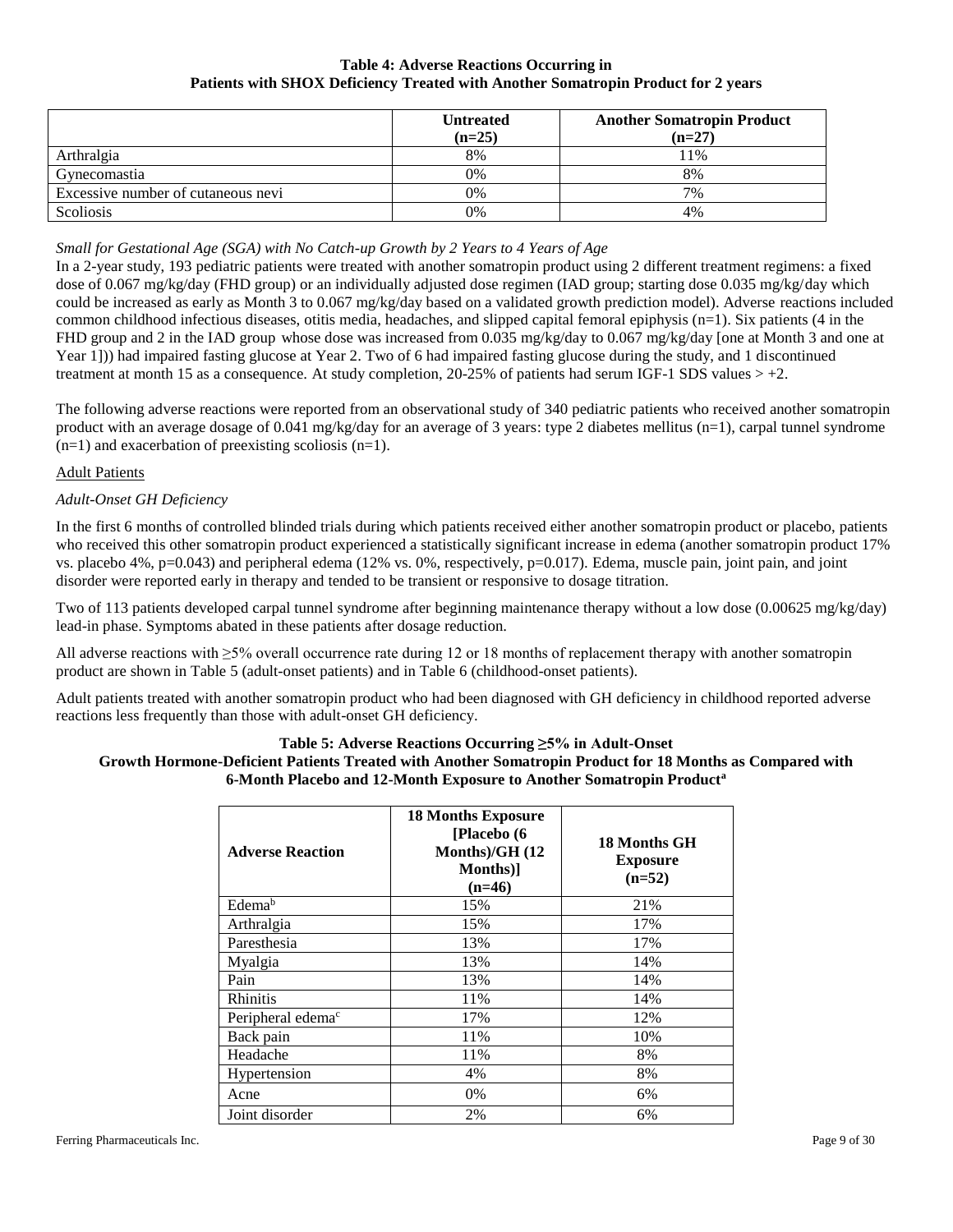**Table 4: Adverse Reactions Occurring in Patients with SHOX Deficiency Treated with Another Somatropin Product for 2 years**

| | Untreated (n=25) | Another Somatropin Product (n=27) |
|---|---|---|
| Arthralgia | 8% | 11% |
| Gynecomastia | 0% | 8% |
| Excessive number of cutaneous nevi | 0% | 7% |
| Scoliosis | 0% | 4% |

*Small for Gestational Age (SGA) with No Catch-up Growth by 2 Years to 4 Years of Age*

In a 2-year study, 193 pediatric patients were treated with another somatropin product using 2 different treatment regimens: a fixed dose of 0.067 mg/kg/day (FHD group) or an individually adjusted dose regimen (IAD group; starting dose 0.035 mg/kg/day which could be increased as early as Month 3 to 0.067 mg/kg/day based on a validated growth prediction model). Adverse reactions included common childhood infectious diseases, otitis media, headaches, and slipped capital femoral epiphysis (n=1). Six patients (4 in the FHD group and 2 in the IAD group whose dose was increased from 0.035 mg/kg/day to 0.067 mg/kg/day [one at Month 3 and one at Year 1])) had impaired fasting glucose at Year 2. Two of 6 had impaired fasting glucose during the study, and 1 discontinued treatment at month 15 as a consequence. At study completion, 20-25% of patients had serum IGF-1 SDS values > +2.

The following adverse reactions were reported from an observational study of 340 pediatric patients who received another somatropin product with an average dosage of 0.041 mg/kg/day for an average of 3 years: type 2 diabetes mellitus (n=1), carpal tunnel syndrome (n=1) and exacerbation of preexisting scoliosis (n=1).

Adult Patients

*Adult-Onset GH Deficiency*

In the first 6 months of controlled blinded trials during which patients received either another somatropin product or placebo, patients who received this other somatropin product experienced a statistically significant increase in edema (another somatropin product 17% vs. placebo 4%, p=0.043) and peripheral edema (12% vs. 0%, respectively, p=0.017). Edema, muscle pain, joint pain, and joint disorder were reported early in therapy and tended to be transient or responsive to dosage titration.

Two of 113 patients developed carpal tunnel syndrome after beginning maintenance therapy without a low dose (0.00625 mg/kg/day) lead-in phase. Symptoms abated in these patients after dosage reduction.

All adverse reactions with ≥5% overall occurrence rate during 12 or 18 months of replacement therapy with another somatropin product are shown in Table 5 (adult-onset patients) and in Table 6 (childhood-onset patients).

Adult patients treated with another somatropin product who had been diagnosed with GH deficiency in childhood reported adverse reactions less frequently than those with adult-onset GH deficiency.

**Table 5: Adverse Reactions Occurring ≥5% in Adult-Onset Growth Hormone-Deficient Patients Treated with Another Somatropin Product for 18 Months as Compared with 6-Month Placebo and 12-Month Exposure to Another Somatropin Product[a]**

| Adverse Reaction | 18 Months Exposure [Placebo (6 Months)/GH (12 Months)] (n=46) | 18 Months GH Exposure (n=52) |
|---|---|---|
| Edema[b] | 15% | 21% |
| Arthralgia | 15% | 17% |
| Paresthesia | 13% | 17% |
| Myalgia | 13% | 14% |
| Pain | 13% | 14% |
| Rhinitis | 11% | 14% |
| Peripheral edema[c] | 17% | 12% |
| Back pain | 11% | 10% |
| Headache | 11% | 8% |
| Hypertension | 4% | 8% |
| Acne | 0% | 6% |
| Joint disorder | 2% | 6% |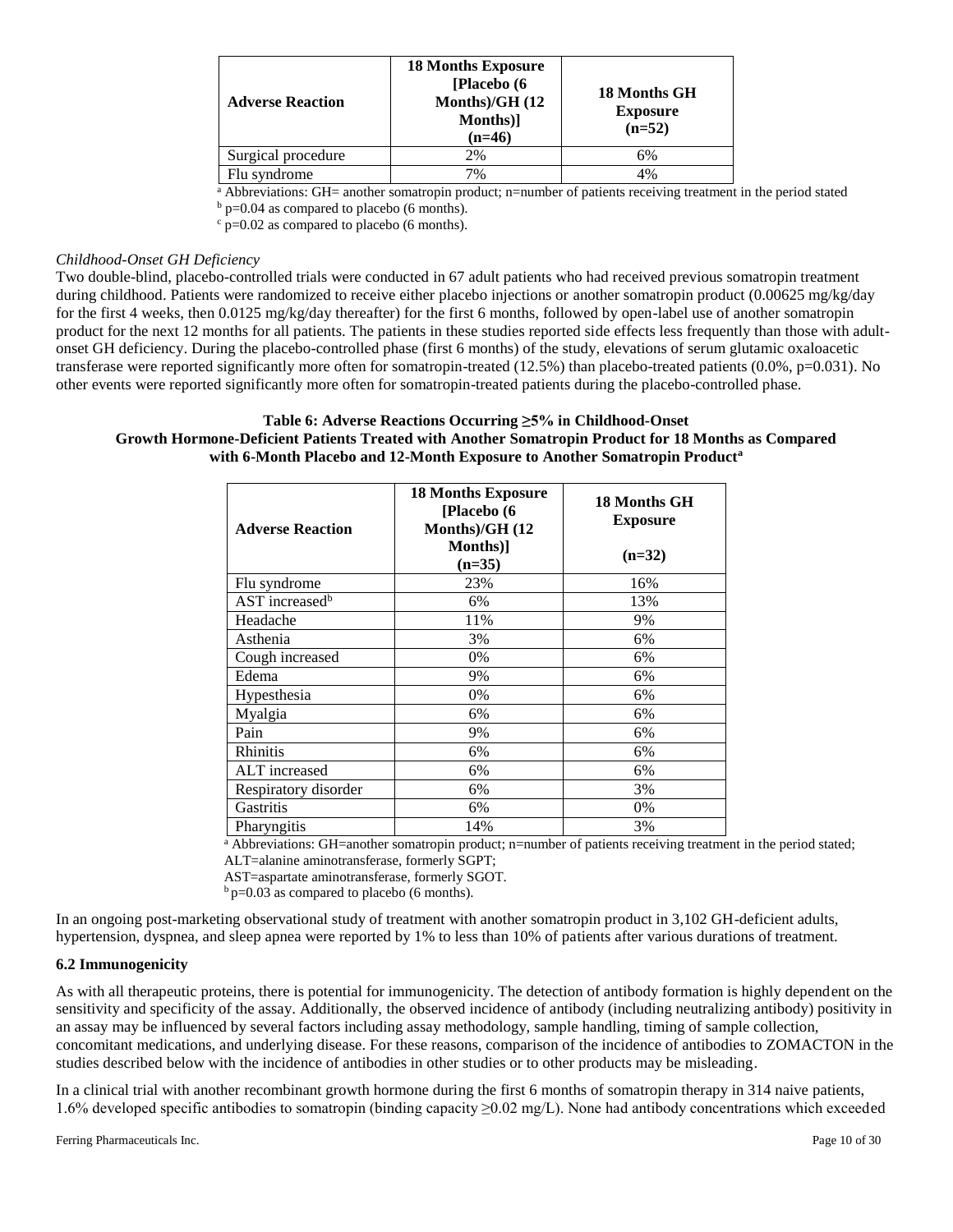| Adverse Reaction | 18 Months Exposure [Placebo (6 Months)/GH (12 Months)] (n=46) | 18 Months GH Exposure (n=52) |
|---|---|---|
| Surgical procedure | 2% | 6% |
| Flu syndrome | 7% | 4% |

[a] Abbreviations: GH= another somatropin product; n=number of patients receiving treatment in the period stated

[b] p=0.04 as compared to placebo (6 months).

[c] p=0.02 as compared to placebo (6 months).

*Childhood-Onset GH Deficiency*

Two double-blind, placebo-controlled trials were conducted in 67 adult patients who had received previous somatropin treatment during childhood. Patients were randomized to receive either placebo injections or another somatropin product (0.00625 mg/kg/day for the first 4 weeks, then 0.0125 mg/kg/day thereafter) for the first 6 months, followed by open-label use of another somatropin product for the next 12 months for all patients. The patients in these studies reported side effects less frequently than those with adult-onset GH deficiency. During the placebo-controlled phase (first 6 months) of the study, elevations of serum glutamic oxaloacetic transferase were reported significantly more often for somatropin-treated (12.5%) than placebo-treated patients (0.0%, p=0.031). No other events were reported significantly more often for somatropin-treated patients during the placebo-controlled phase.

**Table 6: Adverse Reactions Occurring ≥5% in Childhood-Onset Growth Hormone-Deficient Patients Treated with Another Somatropin Product for 18 Months as Compared with 6-Month Placebo and 12-Month Exposure to Another Somatropin Product[a]**

| Adverse Reaction | 18 Months Exposure [Placebo (6 Months)/GH (12 Months)] (n=35) | 18 Months GH Exposure (n=32) |
|---|---|---|
| Flu syndrome | 23% | 16% |
| AST increased[b] | 6% | 13% |
| Headache | 11% | 9% |
| Asthenia | 3% | 6% |
| Cough increased | 0% | 6% |
| Edema | 9% | 6% |
| Hypesthesia | 0% | 6% |
| Myalgia | 6% | 6% |
| Pain | 9% | 6% |
| Rhinitis | 6% | 6% |
| ALT increased | 6% | 6% |
| Respiratory disorder | 6% | 3% |
| Gastritis | 6% | 0% |
| Pharyngitis | 14% | 3% |

[a] Abbreviations: GH=another somatropin product; n=number of patients receiving treatment in the period stated;
ALT=alanine aminotransferase, formerly SGPT;
AST=aspartate aminotransferase, formerly SGOT.

[b] p=0.03 as compared to placebo (6 months).

In an ongoing post-marketing observational study of treatment with another somatropin product in 3,102 GH-deficient adults, hypertension, dyspnea, and sleep apnea were reported by 1% to less than 10% of patients after various durations of treatment.

### 6.2 Immunogenicity

As with all therapeutic proteins, there is potential for immunogenicity. The detection of antibody formation is highly dependent on the sensitivity and specificity of the assay. Additionally, the observed incidence of antibody (including neutralizing antibody) positivity in an assay may be influenced by several factors including assay methodology, sample handling, timing of sample collection, concomitant medications, and underlying disease. For these reasons, comparison of the incidence of antibodies to ZOMACTON in the studies described below with the incidence of antibodies in other studies or to other products may be misleading.

In a clinical trial with another recombinant growth hormone during the first 6 months of somatropin therapy in 314 naive patients, 1.6% developed specific antibodies to somatropin (binding capacity ≥0.02 mg/L). None had antibody concentrations which exceeded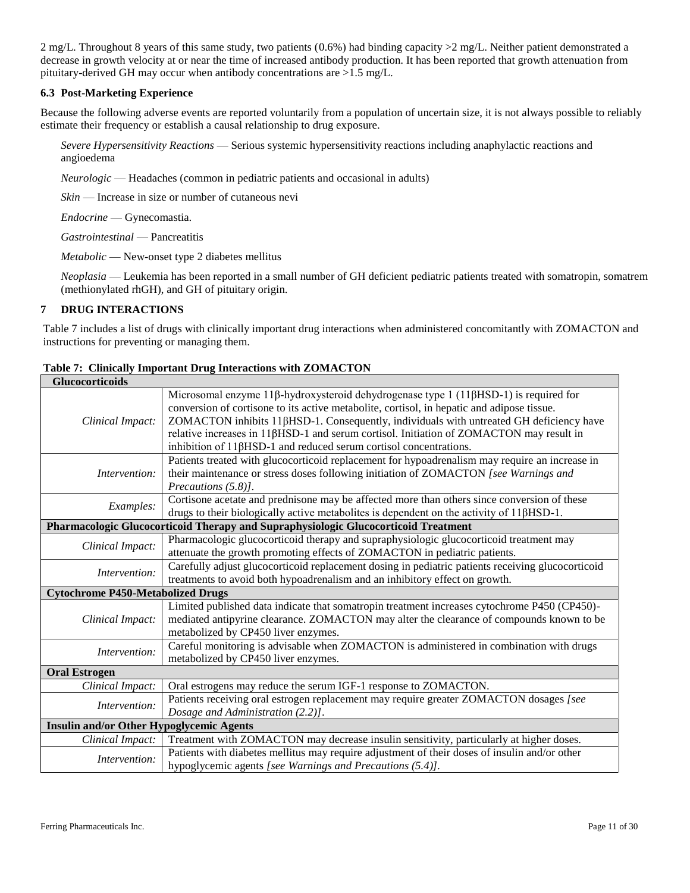2 mg/L. Throughout 8 years of this same study, two patients (0.6%) had binding capacity >2 mg/L. Neither patient demonstrated a decrease in growth velocity at or near the time of increased antibody production. It has been reported that growth attenuation from pituitary-derived GH may occur when antibody concentrations are >1.5 mg/L.

### 6.3 Post-Marketing Experience

Because the following adverse events are reported voluntarily from a population of uncertain size, it is not always possible to reliably estimate their frequency or establish a causal relationship to drug exposure.

*Severe Hypersensitivity Reactions* — Serious systemic hypersensitivity reactions including anaphylactic reactions and angioedema

*Neurologic* — Headaches (common in pediatric patients and occasional in adults)

*Skin* — Increase in size or number of cutaneous nevi

*Endocrine* — Gynecomastia.

*Gastrointestinal* — Pancreatitis

*Metabolic* — New-onset type 2 diabetes mellitus

*Neoplasia* — Leukemia has been reported in a small number of GH deficient pediatric patients treated with somatropin, somatrem (methionylated rhGH), and GH of pituitary origin.

## 7 DRUG INTERACTIONS

Table 7 includes a list of drugs with clinically important drug interactions when administered concomitantly with ZOMACTON and instructions for preventing or managing them.

**Table 7: Clinically Important Drug Interactions with ZOMACTON**

| **Glucocorticoids** | |
|---|---|
| *Clinical Impact:* | Microsomal enzyme 11β-hydroxysteroid dehydrogenase type 1 (11βHSD-1) is required for conversion of cortisone to its active metabolite, cortisol, in hepatic and adipose tissue. ZOMACTON inhibits 11βHSD-1. Consequently, individuals with untreated GH deficiency have relative increases in 11βHSD-1 and serum cortisol. Initiation of ZOMACTON may result in inhibition of 11βHSD-1 and reduced serum cortisol concentrations. |
| *Intervention:* | Patients treated with glucocorticoid replacement for hypoadrenalism may require an increase in their maintenance or stress doses following initiation of ZOMACTON *[see Warnings and Precautions (5.8)]*. |
| *Examples:* | Cortisone acetate and prednisone may be affected more than others since conversion of these drugs to their biologically active metabolites is dependent on the activity of 11βHSD-1. |
| **Pharmacologic Glucocorticoid Therapy and Supraphysiologic Glucocorticoid Treatment** | |
| *Clinical Impact:* | Pharmacologic glucocorticoid therapy and supraphysiologic glucocorticoid treatment may attenuate the growth promoting effects of ZOMACTON in pediatric patients. |
| *Intervention:* | Carefully adjust glucocorticoid replacement dosing in pediatric patients receiving glucocorticoid treatments to avoid both hypoadrenalism and an inhibitory effect on growth. |
| **Cytochrome P450-Metabolized Drugs** | |
| *Clinical Impact:* | Limited published data indicate that somatropin treatment increases cytochrome P450 (CP450)-mediated antipyrine clearance. ZOMACTON may alter the clearance of compounds known to be metabolized by CP450 liver enzymes. |
| *Intervention:* | Careful monitoring is advisable when ZOMACTON is administered in combination with drugs metabolized by CP450 liver enzymes. |
| **Oral Estrogen** | |
| *Clinical Impact:* | Oral estrogens may reduce the serum IGF-1 response to ZOMACTON. |
| *Intervention:* | Patients receiving oral estrogen replacement may require greater ZOMACTON dosages *[see Dosage and Administration (2.2)]*. |
| **Insulin and/or Other Hypoglycemic Agents** | |
| *Clinical Impact:* | Treatment with ZOMACTON may decrease insulin sensitivity, particularly at higher doses. |
| *Intervention:* | Patients with diabetes mellitus may require adjustment of their doses of insulin and/or other hypoglycemic agents *[see Warnings and Precautions (5.4)]*. |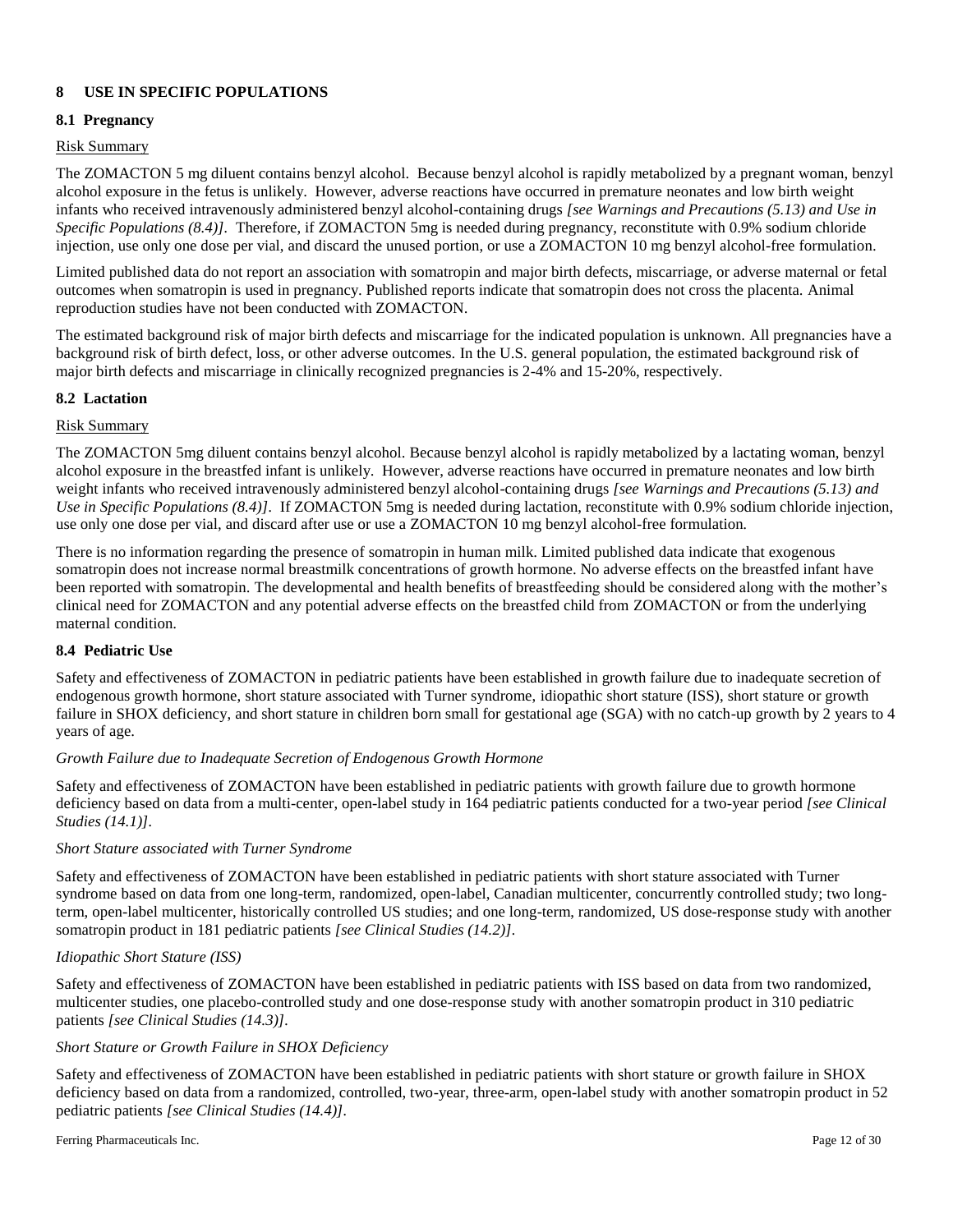## 8 USE IN SPECIFIC POPULATIONS

### 8.1 Pregnancy

Risk Summary

The ZOMACTON 5 mg diluent contains benzyl alcohol. Because benzyl alcohol is rapidly metabolized by a pregnant woman, benzyl alcohol exposure in the fetus is unlikely. However, adverse reactions have occurred in premature neonates and low birth weight infants who received intravenously administered benzyl alcohol-containing drugs *[see Warnings and Precautions (5.13) and Use in Specific Populations (8.4)]*. Therefore, if ZOMACTON 5mg is needed during pregnancy, reconstitute with 0.9% sodium chloride injection, use only one dose per vial, and discard the unused portion, or use a ZOMACTON 10 mg benzyl alcohol-free formulation.

Limited published data do not report an association with somatropin and major birth defects, miscarriage, or adverse maternal or fetal outcomes when somatropin is used in pregnancy. Published reports indicate that somatropin does not cross the placenta. Animal reproduction studies have not been conducted with ZOMACTON.

The estimated background risk of major birth defects and miscarriage for the indicated population is unknown. All pregnancies have a background risk of birth defect, loss, or other adverse outcomes. In the U.S. general population, the estimated background risk of major birth defects and miscarriage in clinically recognized pregnancies is 2-4% and 15-20%, respectively.

### 8.2 Lactation

Risk Summary

The ZOMACTON 5mg diluent contains benzyl alcohol. Because benzyl alcohol is rapidly metabolized by a lactating woman, benzyl alcohol exposure in the breastfed infant is unlikely. However, adverse reactions have occurred in premature neonates and low birth weight infants who received intravenously administered benzyl alcohol-containing drugs *[see Warnings and Precautions (5.13) and Use in Specific Populations (8.4)]*. If ZOMACTON 5mg is needed during lactation, reconstitute with 0.9% sodium chloride injection, use only one dose per vial, and discard after use or use a ZOMACTON 10 mg benzyl alcohol-free formulation.

There is no information regarding the presence of somatropin in human milk. Limited published data indicate that exogenous somatropin does not increase normal breastmilk concentrations of growth hormone. No adverse effects on the breastfed infant have been reported with somatropin. The developmental and health benefits of breastfeeding should be considered along with the mother's clinical need for ZOMACTON and any potential adverse effects on the breastfed child from ZOMACTON or from the underlying maternal condition.

### 8.4 Pediatric Use

Safety and effectiveness of ZOMACTON in pediatric patients have been established in growth failure due to inadequate secretion of endogenous growth hormone, short stature associated with Turner syndrome, idiopathic short stature (ISS), short stature or growth failure in SHOX deficiency, and short stature in children born small for gestational age (SGA) with no catch-up growth by 2 years to 4 years of age.

*Growth Failure due to Inadequate Secretion of Endogenous Growth Hormone*

Safety and effectiveness of ZOMACTON have been established in pediatric patients with growth failure due to growth hormone deficiency based on data from a multi-center, open-label study in 164 pediatric patients conducted for a two-year period *[see Clinical Studies (14.1)]*.

*Short Stature associated with Turner Syndrome*

Safety and effectiveness of ZOMACTON have been established in pediatric patients with short stature associated with Turner syndrome based on data from one long-term, randomized, open-label, Canadian multicenter, concurrently controlled study; two long-term, open-label multicenter, historically controlled US studies; and one long-term, randomized, US dose-response study with another somatropin product in 181 pediatric patients *[see Clinical Studies (14.2)]*.

*Idiopathic Short Stature (ISS)*

Safety and effectiveness of ZOMACTON have been established in pediatric patients with ISS based on data from two randomized, multicenter studies, one placebo-controlled study and one dose-response study with another somatropin product in 310 pediatric patients *[see Clinical Studies (14.3)]*.

*Short Stature or Growth Failure in SHOX Deficiency*

Safety and effectiveness of ZOMACTON have been established in pediatric patients with short stature or growth failure in SHOX deficiency based on data from a randomized, controlled, two-year, three-arm, open-label study with another somatropin product in 52 pediatric patients *[see Clinical Studies (14.4)]*.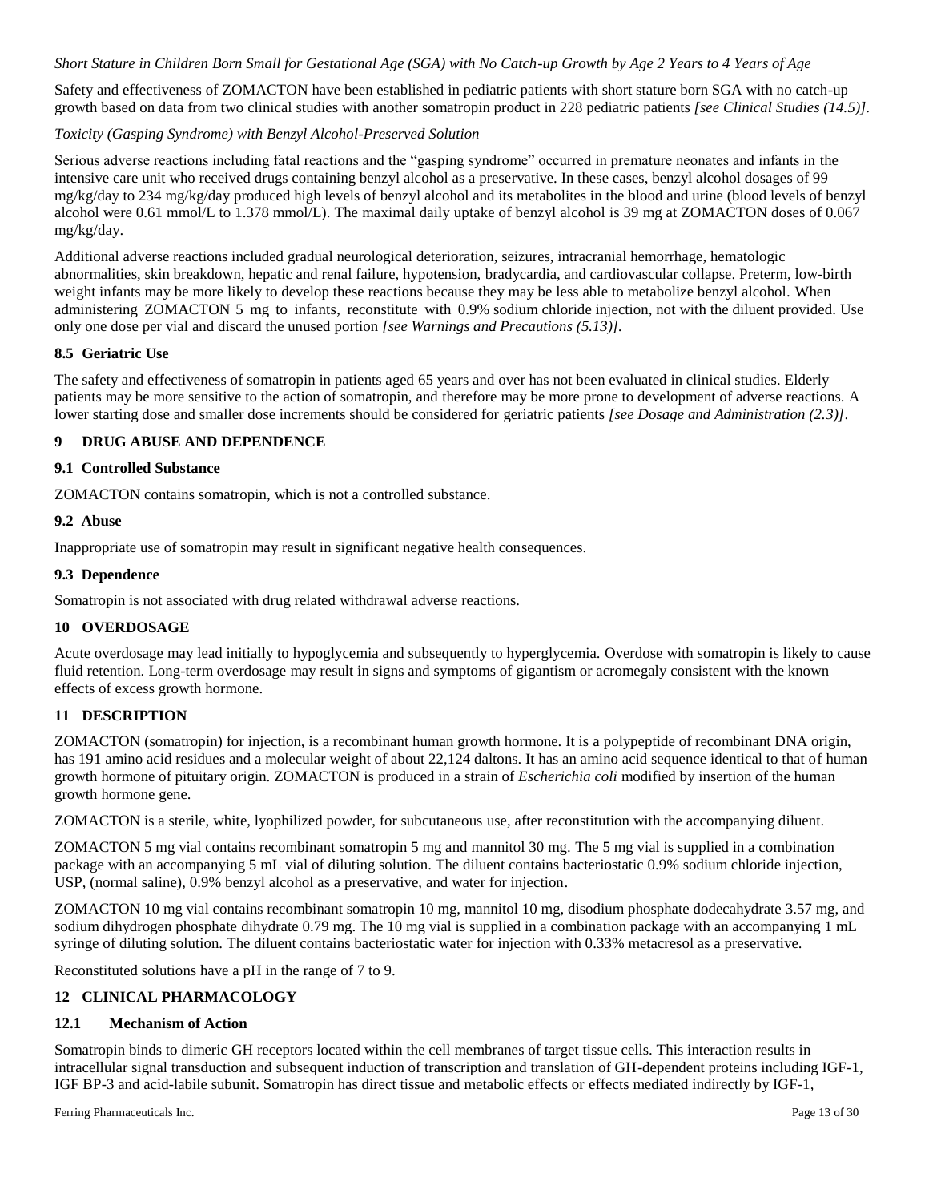*Short Stature in Children Born Small for Gestational Age (SGA) with No Catch-up Growth by Age 2 Years to 4 Years of Age*

Safety and effectiveness of ZOMACTON have been established in pediatric patients with short stature born SGA with no catch-up growth based on data from two clinical studies with another somatropin product in 228 pediatric patients *[see Clinical Studies (14.5)]*.

*Toxicity (Gasping Syndrome) with Benzyl Alcohol-Preserved Solution*

Serious adverse reactions including fatal reactions and the "gasping syndrome" occurred in premature neonates and infants in the intensive care unit who received drugs containing benzyl alcohol as a preservative. In these cases, benzyl alcohol dosages of 99 mg/kg/day to 234 mg/kg/day produced high levels of benzyl alcohol and its metabolites in the blood and urine (blood levels of benzyl alcohol were 0.61 mmol/L to 1.378 mmol/L). The maximal daily uptake of benzyl alcohol is 39 mg at ZOMACTON doses of 0.067 mg/kg/day.

Additional adverse reactions included gradual neurological deterioration, seizures, intracranial hemorrhage, hematologic abnormalities, skin breakdown, hepatic and renal failure, hypotension, bradycardia, and cardiovascular collapse. Preterm, low-birth weight infants may be more likely to develop these reactions because they may be less able to metabolize benzyl alcohol. When administering ZOMACTON 5 mg to infants, reconstitute with 0.9% sodium chloride injection, not with the diluent provided. Use only one dose per vial and discard the unused portion *[see Warnings and Precautions (5.13)]*.

### 8.5 Geriatric Use

The safety and effectiveness of somatropin in patients aged 65 years and over has not been evaluated in clinical studies. Elderly patients may be more sensitive to the action of somatropin, and therefore may be more prone to development of adverse reactions. A lower starting dose and smaller dose increments should be considered for geriatric patients *[see Dosage and Administration (2.3)]*.

## 9 DRUG ABUSE AND DEPENDENCE

### 9.1 Controlled Substance

ZOMACTON contains somatropin, which is not a controlled substance.

### 9.2 Abuse

Inappropriate use of somatropin may result in significant negative health consequences.

### 9.3 Dependence

Somatropin is not associated with drug related withdrawal adverse reactions.

## 10 OVERDOSAGE

Acute overdosage may lead initially to hypoglycemia and subsequently to hyperglycemia. Overdose with somatropin is likely to cause fluid retention. Long-term overdosage may result in signs and symptoms of gigantism or acromegaly consistent with the known effects of excess growth hormone.

## 11 DESCRIPTION

ZOMACTON (somatropin) for injection, is a recombinant human growth hormone. It is a polypeptide of recombinant DNA origin, has 191 amino acid residues and a molecular weight of about 22,124 daltons. It has an amino acid sequence identical to that of human growth hormone of pituitary origin. ZOMACTON is produced in a strain of *Escherichia coli* modified by insertion of the human growth hormone gene.

ZOMACTON is a sterile, white, lyophilized powder, for subcutaneous use, after reconstitution with the accompanying diluent.

ZOMACTON 5 mg vial contains recombinant somatropin 5 mg and mannitol 30 mg. The 5 mg vial is supplied in a combination package with an accompanying 5 mL vial of diluting solution. The diluent contains bacteriostatic 0.9% sodium chloride injection, USP, (normal saline), 0.9% benzyl alcohol as a preservative, and water for injection.

ZOMACTON 10 mg vial contains recombinant somatropin 10 mg, mannitol 10 mg, disodium phosphate dodecahydrate 3.57 mg, and sodium dihydrogen phosphate dihydrate 0.79 mg. The 10 mg vial is supplied in a combination package with an accompanying 1 mL syringe of diluting solution. The diluent contains bacteriostatic water for injection with 0.33% metacresol as a preservative.

Reconstituted solutions have a pH in the range of 7 to 9.

## 12 CLINICAL PHARMACOLOGY

### 12.1 Mechanism of Action

Somatropin binds to dimeric GH receptors located within the cell membranes of target tissue cells. This interaction results in intracellular signal transduction and subsequent induction of transcription and translation of GH-dependent proteins including IGF-1, IGF BP-3 and acid-labile subunit. Somatropin has direct tissue and metabolic effects or effects mediated indirectly by IGF-1,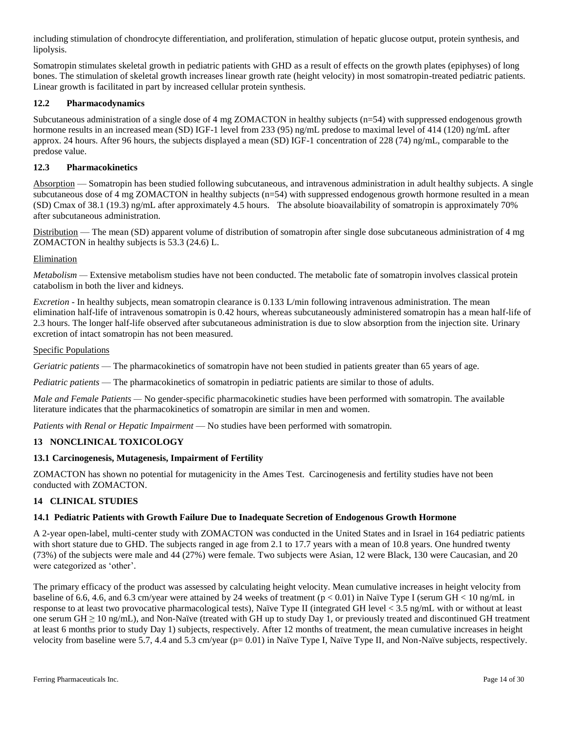including stimulation of chondrocyte differentiation, and proliferation, stimulation of hepatic glucose output, protein synthesis, and lipolysis.

Somatropin stimulates skeletal growth in pediatric patients with GHD as a result of effects on the growth plates (epiphyses) of long bones. The stimulation of skeletal growth increases linear growth rate (height velocity) in most somatropin-treated pediatric patients. Linear growth is facilitated in part by increased cellular protein synthesis.

### 12.2 Pharmacodynamics

Subcutaneous administration of a single dose of 4 mg ZOMACTON in healthy subjects (n=54) with suppressed endogenous growth hormone results in an increased mean (SD) IGF-1 level from 233 (95) ng/mL predose to maximal level of 414 (120) ng/mL after approx. 24 hours. After 96 hours, the subjects displayed a mean (SD) IGF-1 concentration of 228 (74) ng/mL, comparable to the predose value.

### 12.3 Pharmacokinetics

Absorption — Somatropin has been studied following subcutaneous, and intravenous administration in adult healthy subjects. A single subcutaneous dose of 4 mg ZOMACTON in healthy subjects (n=54) with suppressed endogenous growth hormone resulted in a mean (SD) Cmax of 38.1 (19.3) ng/mL after approximately 4.5 hours. The absolute bioavailability of somatropin is approximately 70% after subcutaneous administration.

Distribution — The mean (SD) apparent volume of distribution of somatropin after single dose subcutaneous administration of 4 mg ZOMACTON in healthy subjects is 53.3 (24.6) L.

Elimination

*Metabolism* — Extensive metabolism studies have not been conducted. The metabolic fate of somatropin involves classical protein catabolism in both the liver and kidneys.

*Excretion* - In healthy subjects, mean somatropin clearance is 0.133 L/min following intravenous administration. The mean elimination half-life of intravenous somatropin is 0.42 hours, whereas subcutaneously administered somatropin has a mean half-life of 2.3 hours. The longer half-life observed after subcutaneous administration is due to slow absorption from the injection site. Urinary excretion of intact somatropin has not been measured.

Specific Populations

*Geriatric patients* — The pharmacokinetics of somatropin have not been studied in patients greater than 65 years of age.

*Pediatric patients* — The pharmacokinetics of somatropin in pediatric patients are similar to those of adults.

*Male and Female Patients* — No gender-specific pharmacokinetic studies have been performed with somatropin. The available literature indicates that the pharmacokinetics of somatropin are similar in men and women.

*Patients with Renal or Hepatic Impairment* — No studies have been performed with somatropin.

## 13 NONCLINICAL TOXICOLOGY

### 13.1 Carcinogenesis, Mutagenesis, Impairment of Fertility

ZOMACTON has shown no potential for mutagenicity in the Ames Test. Carcinogenesis and fertility studies have not been conducted with ZOMACTON.

## 14 CLINICAL STUDIES

### 14.1 Pediatric Patients with Growth Failure Due to Inadequate Secretion of Endogenous Growth Hormone

A 2-year open-label, multi-center study with ZOMACTON was conducted in the United States and in Israel in 164 pediatric patients with short stature due to GHD. The subjects ranged in age from 2.1 to 17.7 years with a mean of 10.8 years. One hundred twenty (73%) of the subjects were male and 44 (27%) were female. Two subjects were Asian, 12 were Black, 130 were Caucasian, and 20 were categorized as 'other'.

The primary efficacy of the product was assessed by calculating height velocity. Mean cumulative increases in height velocity from baseline of 6.6, 4.6, and 6.3 cm/year were attained by 24 weeks of treatment ($p < 0.01$) in Naïve Type I (serum GH < 10 ng/mL in response to at least two provocative pharmacological tests), Naïve Type II (integrated GH level < 3.5 ng/mL with or without at least one serum GH ≥ 10 ng/mL), and Non-Naïve (treated with GH up to study Day 1, or previously treated and discontinued GH treatment at least 6 months prior to study Day 1) subjects, respectively. After 12 months of treatment, the mean cumulative increases in height velocity from baseline were 5.7, 4.4 and 5.3 cm/year ($p = 0.01$) in Naïve Type I, Naïve Type II, and Non-Naïve subjects, respectively.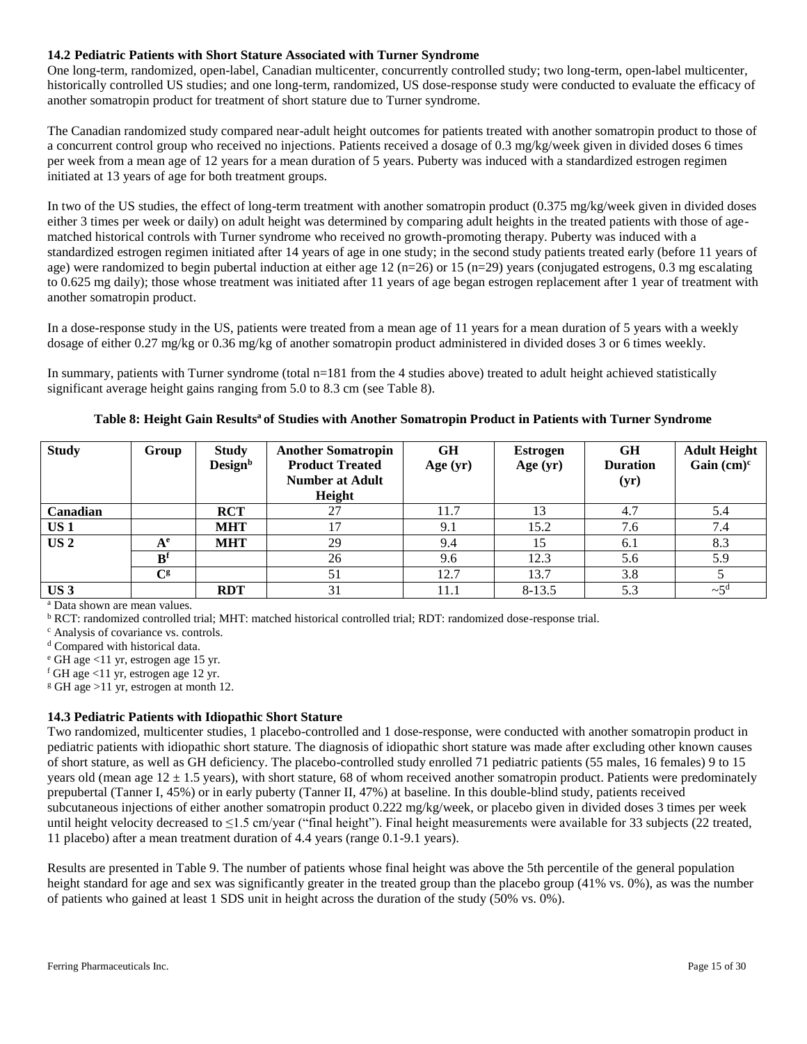### 14.2 Pediatric Patients with Short Stature Associated with Turner Syndrome

One long-term, randomized, open-label, Canadian multicenter, concurrently controlled study; two long-term, open-label multicenter, historically controlled US studies; and one long-term, randomized, US dose-response study were conducted to evaluate the efficacy of another somatropin product for treatment of short stature due to Turner syndrome.

The Canadian randomized study compared near-adult height outcomes for patients treated with another somatropin product to those of a concurrent control group who received no injections. Patients received a dosage of 0.3 mg/kg/week given in divided doses 6 times per week from a mean age of 12 years for a mean duration of 5 years. Puberty was induced with a standardized estrogen regimen initiated at 13 years of age for both treatment groups.

In two of the US studies, the effect of long-term treatment with another somatropin product (0.375 mg/kg/week given in divided doses either 3 times per week or daily) on adult height was determined by comparing adult heights in the treated patients with those of age-matched historical controls with Turner syndrome who received no growth-promoting therapy. Puberty was induced with a standardized estrogen regimen initiated after 14 years of age in one study; in the second study patients treated early (before 11 years of age) were randomized to begin pubertal induction at either age 12 (n=26) or 15 (n=29) years (conjugated estrogens, 0.3 mg escalating to 0.625 mg daily); those whose treatment was initiated after 11 years of age began estrogen replacement after 1 year of treatment with another somatropin product.

In a dose-response study in the US, patients were treated from a mean age of 11 years for a mean duration of 5 years with a weekly dosage of either 0.27 mg/kg or 0.36 mg/kg of another somatropin product administered in divided doses 3 or 6 times weekly.

In summary, patients with Turner syndrome (total n=181 from the 4 studies above) treated to adult height achieved statistically significant average height gains ranging from 5.0 to 8.3 cm (see Table 8).

**Table 8: Height Gain Results[a] of Studies with Another Somatropin Product in Patients with Turner Syndrome**

| Study | Group | Study Design[b] | Another Somatropin Product Treated Number at Adult Height | GH Age (yr) | Estrogen Age (yr) | GH Duration (yr) | Adult Height Gain (cm)[c] |
|---|---|---|---|---|---|---|---|
| **Canadian** | | **RCT** | 27 | 11.7 | 13 | 4.7 | 5.4 |
| **US 1** | | **MHT** | 17 | 9.1 | 15.2 | 7.6 | 7.4 |
| **US 2** | **A[e]** | **MHT** | 29 | 9.4 | 15 | 6.1 | 8.3 |
| | **B[f]** | | 26 | 9.6 | 12.3 | 5.6 | 5.9 |
| | **C[g]** | | 51 | 12.7 | 13.7 | 3.8 | 5 |
| **US 3** | | **RDT** | 31 | 11.1 | 8-13.5 | 5.3 | ~5[d] |

[a] Data shown are mean values.
[b] RCT: randomized controlled trial; MHT: matched historical controlled trial; RDT: randomized dose-response trial.
[c] Analysis of covariance vs. controls.
[d] Compared with historical data.
[e] GH age <11 yr, estrogen age 15 yr.
[f] GH age <11 yr, estrogen age 12 yr.
[g] GH age >11 yr, estrogen at month 12.

### 14.3 Pediatric Patients with Idiopathic Short Stature

Two randomized, multicenter studies, 1 placebo-controlled and 1 dose-response, were conducted with another somatropin product in pediatric patients with idiopathic short stature. The diagnosis of idiopathic short stature was made after excluding other known causes of short stature, as well as GH deficiency. The placebo-controlled study enrolled 71 pediatric patients (55 males, 16 females) 9 to 15 years old (mean age 12 ± 1.5 years), with short stature, 68 of whom received another somatropin product. Patients were predominately prepubertal (Tanner I, 45%) or in early puberty (Tanner II, 47%) at baseline. In this double-blind study, patients received subcutaneous injections of either another somatropin product 0.222 mg/kg/week, or placebo given in divided doses 3 times per week until height velocity decreased to ≤1.5 cm/year ("final height"). Final height measurements were available for 33 subjects (22 treated, 11 placebo) after a mean treatment duration of 4.4 years (range 0.1-9.1 years).

Results are presented in Table 9. The number of patients whose final height was above the 5th percentile of the general population height standard for age and sex was significantly greater in the treated group than the placebo group (41% vs. 0%), as was the number of patients who gained at least 1 SDS unit in height across the duration of the study (50% vs. 0%).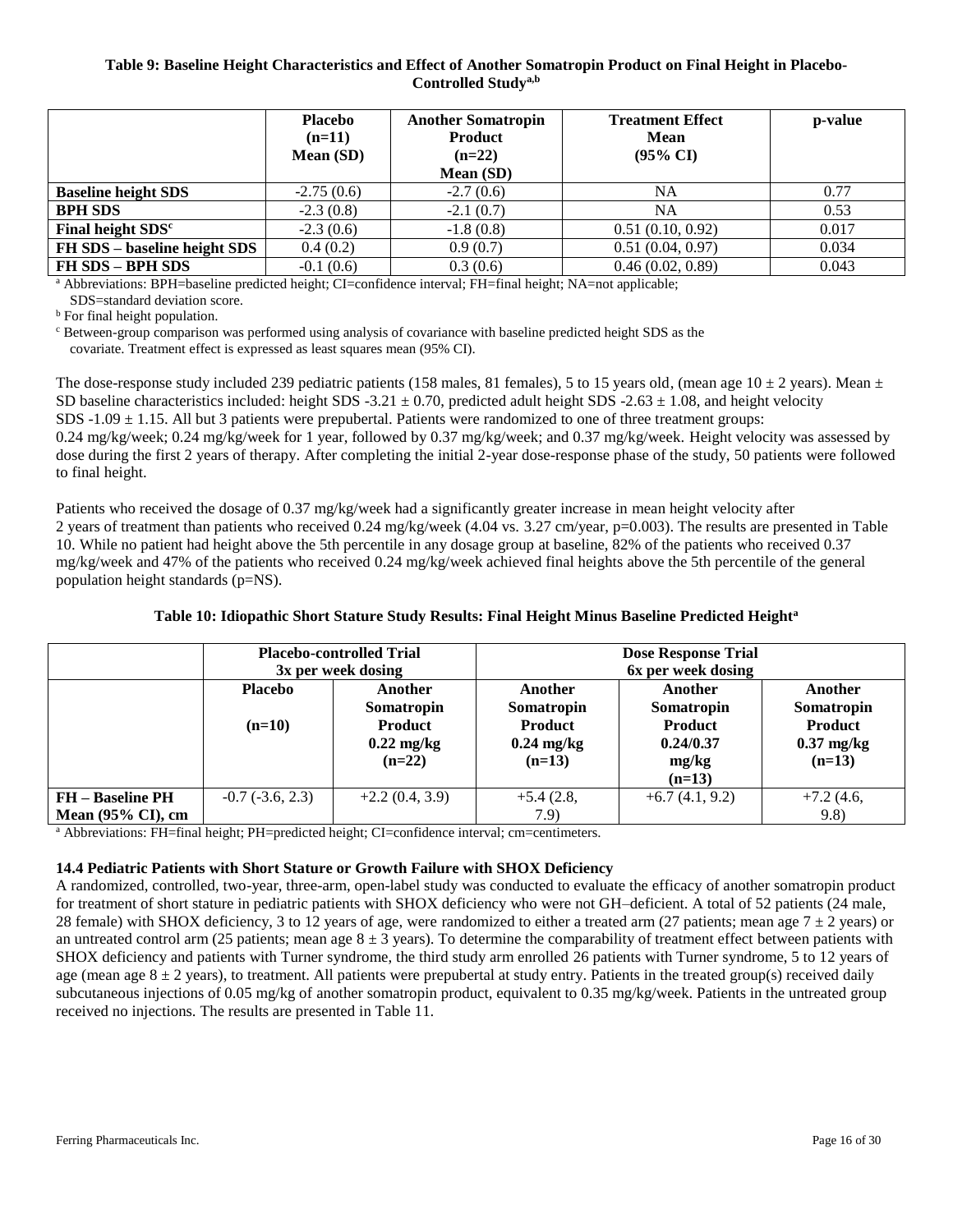**Table 9: Baseline Height Characteristics and Effect of Another Somatropin Product on Final Height in Placebo-Controlled Study[a,b]**

| | Placebo (n=11) Mean (SD) | Another Somatropin Product (n=22) Mean (SD) | Treatment Effect Mean (95% CI) | p-value |
|---|---|---|---|---|
| **Baseline height SDS** | -2.75 (0.6) | -2.7 (0.6) | NA | 0.77 |
| **BPH SDS** | -2.3 (0.8) | -2.1 (0.7) | NA | 0.53 |
| **Final height SDS[c]** | -2.3 (0.6) | -1.8 (0.8) | 0.51 (0.10, 0.92) | 0.017 |
| **FH SDS – baseline height SDS** | 0.4 (0.2) | 0.9 (0.7) | 0.51 (0.04, 0.97) | 0.034 |
| **FH SDS – BPH SDS** | -0.1 (0.6) | 0.3 (0.6) | 0.46 (0.02, 0.89) | 0.043 |

[a] Abbreviations: BPH=baseline predicted height; CI=confidence interval; FH=final height; NA=not applicable; SDS=standard deviation score.

[b] For final height population.

[c] Between-group comparison was performed using analysis of covariance with baseline predicted height SDS as the covariate. Treatment effect is expressed as least squares mean (95% CI).

The dose-response study included 239 pediatric patients (158 males, 81 females), 5 to 15 years old, (mean age 10 ± 2 years). Mean ± SD baseline characteristics included: height SDS -3.21 ± 0.70, predicted adult height SDS -2.63 ± 1.08, and height velocity SDS -1.09 ± 1.15. All but 3 patients were prepubertal. Patients were randomized to one of three treatment groups: 0.24 mg/kg/week; 0.24 mg/kg/week for 1 year, followed by 0.37 mg/kg/week; and 0.37 mg/kg/week. Height velocity was assessed by dose during the first 2 years of therapy. After completing the initial 2-year dose-response phase of the study, 50 patients were followed to final height.

Patients who received the dosage of 0.37 mg/kg/week had a significantly greater increase in mean height velocity after 2 years of treatment than patients who received 0.24 mg/kg/week (4.04 vs. 3.27 cm/year, p=0.003). The results are presented in Table 10. While no patient had height above the 5th percentile in any dosage group at baseline, 82% of the patients who received 0.37 mg/kg/week and 47% of the patients who received 0.24 mg/kg/week achieved final heights above the 5th percentile of the general population height standards (p=NS).

**Table 10: Idiopathic Short Stature Study Results: Final Height Minus Baseline Predicted Height[a]**

| | Placebo-controlled Trial 3x per week dosing | | Dose Response Trial 6x per week dosing | | |
|---|---|---|---|---|---|
| | Placebo (n=10) | Another Somatropin Product 0.22 mg/kg (n=22) | Another Somatropin Product 0.24 mg/kg (n=13) | Another Somatropin Product 0.24/0.37 mg/kg (n=13) | Another Somatropin Product 0.37 mg/kg (n=13) |
| **FH – Baseline PH Mean (95% CI), cm** | -0.7 (-3.6, 2.3) | +2.2 (0.4, 3.9) | +5.4 (2.8, 7.9) | +6.7 (4.1, 9.2) | +7.2 (4.6, 9.8) |

[a] Abbreviations: FH=final height; PH=predicted height; CI=confidence interval; cm=centimeters.

### 14.4 Pediatric Patients with Short Stature or Growth Failure with SHOX Deficiency

A randomized, controlled, two-year, three-arm, open-label study was conducted to evaluate the efficacy of another somatropin product for treatment of short stature in pediatric patients with SHOX deficiency who were not GH–deficient. A total of 52 patients (24 male, 28 female) with SHOX deficiency, 3 to 12 years of age, were randomized to either a treated arm (27 patients; mean age 7 ± 2 years) or an untreated control arm (25 patients; mean age 8 ± 3 years). To determine the comparability of treatment effect between patients with SHOX deficiency and patients with Turner syndrome, the third study arm enrolled 26 patients with Turner syndrome, 5 to 12 years of age (mean age 8 ± 2 years), to treatment. All patients were prepubertal at study entry. Patients in the treated group(s) received daily subcutaneous injections of 0.05 mg/kg of another somatropin product, equivalent to 0.35 mg/kg/week. Patients in the untreated group received no injections. The results are presented in Table 11.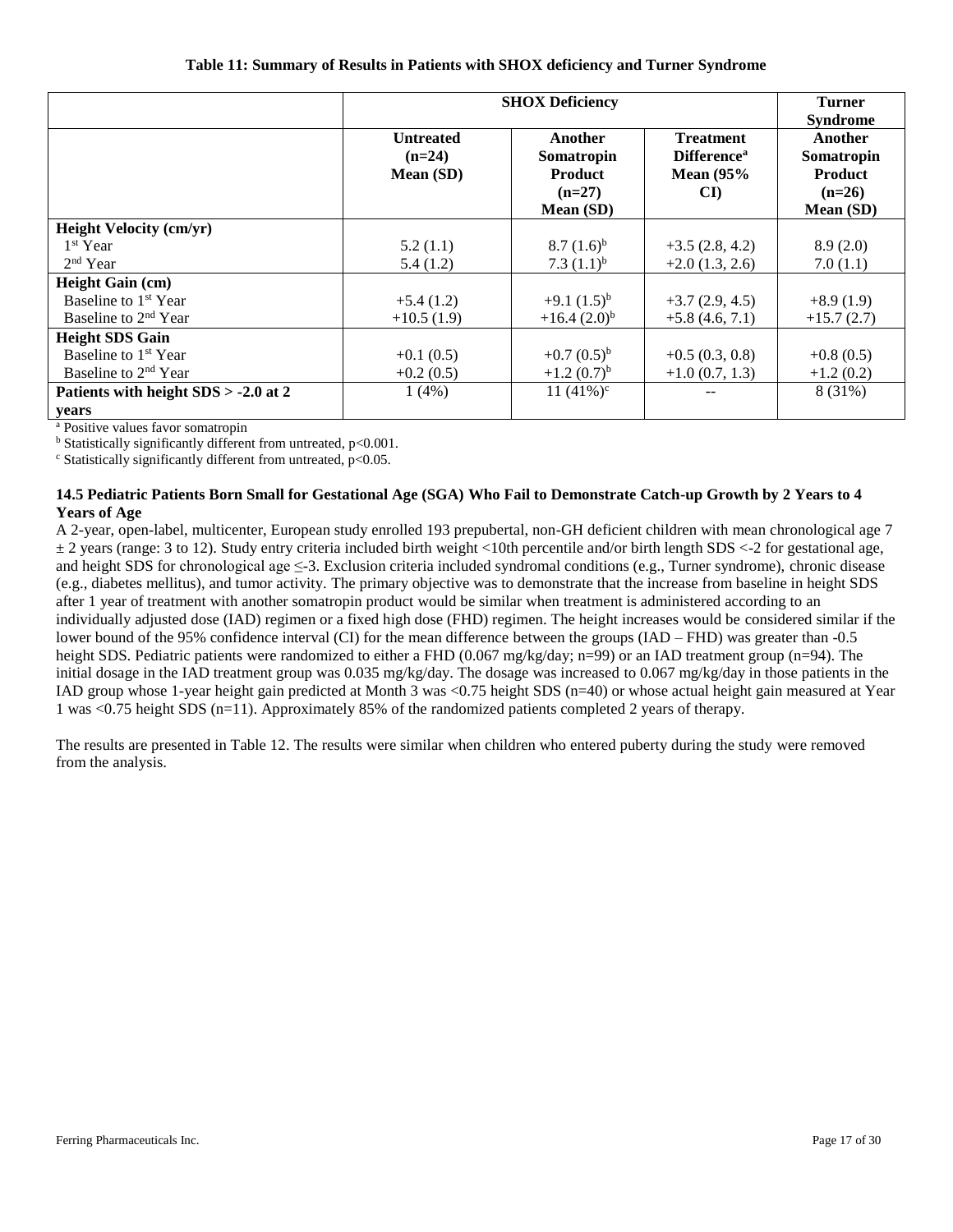**Table 11: Summary of Results in Patients with SHOX deficiency and Turner Syndrome**

| | SHOX Deficiency | | | Turner Syndrome |
|---|---|---|---|---|
| | Untreated (n=24) Mean (SD) | Another Somatropin Product (n=27) Mean (SD) | Treatment Difference[a] Mean (95% CI) | Another Somatropin Product (n=26) Mean (SD) |
| **Height Velocity (cm/yr)** | | | | |
| 1st Year | 5.2 (1.1) | 8.7 (1.6)[b] | +3.5 (2.8, 4.2) | 8.9 (2.0) |
| 2nd Year | 5.4 (1.2) | 7.3 (1.1)[b] | +2.0 (1.3, 2.6) | 7.0 (1.1) |
| **Height Gain (cm)** | | | | |
| Baseline to 1st Year | +5.4 (1.2) | +9.1 (1.5)[b] | +3.7 (2.9, 4.5) | +8.9 (1.9) |
| Baseline to 2nd Year | +10.5 (1.9) | +16.4 (2.0)[b] | +5.8 (4.6, 7.1) | +15.7 (2.7) |
| **Height SDS Gain** | | | | |
| Baseline to 1st Year | +0.1 (0.5) | +0.7 (0.5)[b] | +0.5 (0.3, 0.8) | +0.8 (0.5) |
| Baseline to 2nd Year | +0.2 (0.5) | +1.2 (0.7)[b] | +1.0 (0.7, 1.3) | +1.2 (0.2) |
| **Patients with height SDS > -2.0 at 2 years** | 1 (4%) | 11 (41%)[c] | -- | 8 (31%) |

[a] Positive values favor somatropin

[b] Statistically significantly different from untreated, $p<0.001$.

[c] Statistically significantly different from untreated, $p<0.05$.

### 14.5 Pediatric Patients Born Small for Gestational Age (SGA) Who Fail to Demonstrate Catch-up Growth by 2 Years to 4 Years of Age

A 2-year, open-label, multicenter, European study enrolled 193 prepubertal, non-GH deficient children with mean chronological age 7 ± 2 years (range: 3 to 12). Study entry criteria included birth weight <10th percentile and/or birth length SDS <-2 for gestational age, and height SDS for chronological age ≤-3. Exclusion criteria included syndromal conditions (e.g., Turner syndrome), chronic disease (e.g., diabetes mellitus), and tumor activity. The primary objective was to demonstrate that the increase from baseline in height SDS after 1 year of treatment with another somatropin product would be similar when treatment is administered according to an individually adjusted dose (IAD) regimen or a fixed high dose (FHD) regimen. The height increases would be considered similar if the lower bound of the 95% confidence interval (CI) for the mean difference between the groups (IAD – FHD) was greater than -0.5 height SDS. Pediatric patients were randomized to either a FHD (0.067 mg/kg/day; n=99) or an IAD treatment group (n=94). The initial dosage in the IAD treatment group was 0.035 mg/kg/day. The dosage was increased to 0.067 mg/kg/day in those patients in the IAD group whose 1-year height gain predicted at Month 3 was <0.75 height SDS (n=40) or whose actual height gain measured at Year 1 was <0.75 height SDS (n=11). Approximately 85% of the randomized patients completed 2 years of therapy.

The results are presented in Table 12. The results were similar when children who entered puberty during the study were removed from the analysis.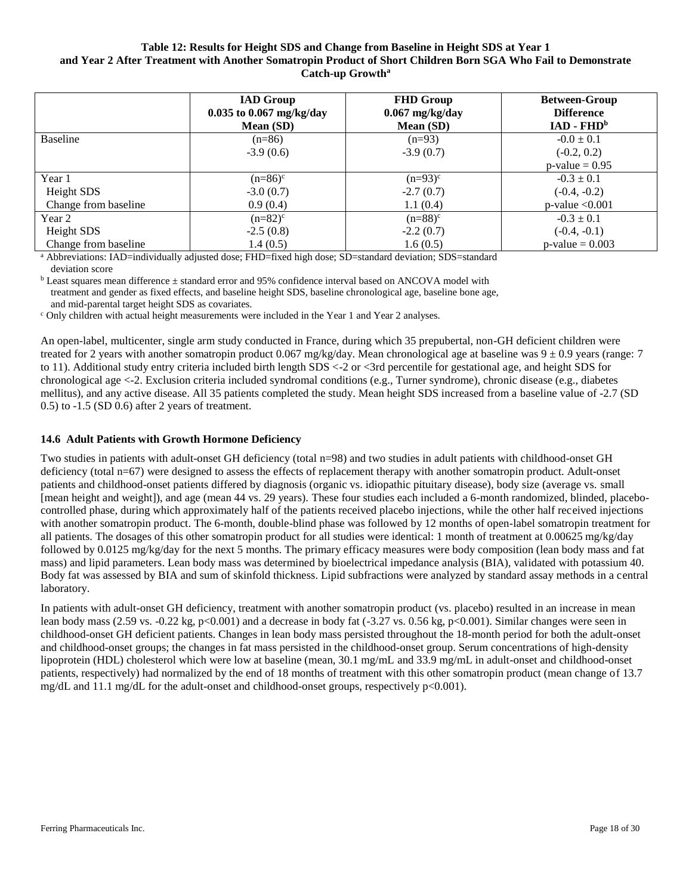**Table 12: Results for Height SDS and Change from Baseline in Height SDS at Year 1 and Year 2 After Treatment with Another Somatropin Product of Short Children Born SGA Who Fail to Demonstrate Catch-up Growth[a]**

| | IAD Group 0.035 to 0.067 mg/kg/day Mean (SD) | FHD Group 0.067 mg/kg/day Mean (SD) | Between-Group Difference IAD - FHD[b] |
|---|---|---|---|
| Baseline | (n=86) -3.9 (0.6) | (n=93) -3.9 (0.7) | -0.0 ± 0.1 (-0.2, 0.2) p-value = 0.95 |
| Year 1 | (n=86)[c] | (n=93)[c] | -0.3 ± 0.1 |
| Height SDS | -3.0 (0.7) | -2.7 (0.7) | (-0.4, -0.2) |
| Change from baseline | 0.9 (0.4) | 1.1 (0.4) | p-value <0.001 |
| Year 2 | (n=82)[c] | (n=88)[c] | -0.3 ± 0.1 |
| Height SDS | -2.5 (0.8) | -2.2 (0.7) | (-0.4, -0.1) |
| Change from baseline | 1.4 (0.5) | 1.6 (0.5) | p-value = 0.003 |

[a] Abbreviations: IAD=individually adjusted dose; FHD=fixed high dose; SD=standard deviation; SDS=standard deviation score

[b] Least squares mean difference ± standard error and 95% confidence interval based on ANCOVA model with treatment and gender as fixed effects, and baseline height SDS, baseline chronological age, baseline bone age, and mid-parental target height SDS as covariates.

[c] Only children with actual height measurements were included in the Year 1 and Year 2 analyses.

An open-label, multicenter, single arm study conducted in France, during which 35 prepubertal, non-GH deficient children were treated for 2 years with another somatropin product 0.067 mg/kg/day. Mean chronological age at baseline was 9 ± 0.9 years (range: 7 to 11). Additional study entry criteria included birth length SDS <-2 or <3rd percentile for gestational age, and height SDS for chronological age <-2. Exclusion criteria included syndromal conditions (e.g., Turner syndrome), chronic disease (e.g., diabetes mellitus), and any active disease. All 35 patients completed the study. Mean height SDS increased from a baseline value of -2.7 (SD 0.5) to -1.5 (SD 0.6) after 2 years of treatment.

### 14.6 Adult Patients with Growth Hormone Deficiency

Two studies in patients with adult-onset GH deficiency (total n=98) and two studies in adult patients with childhood-onset GH deficiency (total n=67) were designed to assess the effects of replacement therapy with another somatropin product. Adult-onset patients and childhood-onset patients differed by diagnosis (organic vs. idiopathic pituitary disease), body size (average vs. small [mean height and weight]), and age (mean 44 vs. 29 years). These four studies each included a 6-month randomized, blinded, placebo-controlled phase, during which approximately half of the patients received placebo injections, while the other half received injections with another somatropin product. The 6-month, double-blind phase was followed by 12 months of open-label somatropin treatment for all patients. The dosages of this other somatropin product for all studies were identical: 1 month of treatment at 0.00625 mg/kg/day followed by 0.0125 mg/kg/day for the next 5 months. The primary efficacy measures were body composition (lean body mass and fat mass) and lipid parameters. Lean body mass was determined by bioelectrical impedance analysis (BIA), validated with potassium 40. Body fat was assessed by BIA and sum of skinfold thickness. Lipid subfractions were analyzed by standard assay methods in a central laboratory.

In patients with adult-onset GH deficiency, treatment with another somatropin product (vs. placebo) resulted in an increase in mean lean body mass (2.59 vs. -0.22 kg, $p<0.001$) and a decrease in body fat (-3.27 vs. 0.56 kg, $p<0.001$). Similar changes were seen in childhood-onset GH deficient patients. Changes in lean body mass persisted throughout the 18-month period for both the adult-onset and childhood-onset groups; the changes in fat mass persisted in the childhood-onset group. Serum concentrations of high-density lipoprotein (HDL) cholesterol which were low at baseline (mean, 30.1 mg/mL and 33.9 mg/mL in adult-onset and childhood-onset patients, respectively) had normalized by the end of 18 months of treatment with this other somatropin product (mean change of 13.7 mg/dL and 11.1 mg/dL for the adult-onset and childhood-onset groups, respectively $p<0.001$).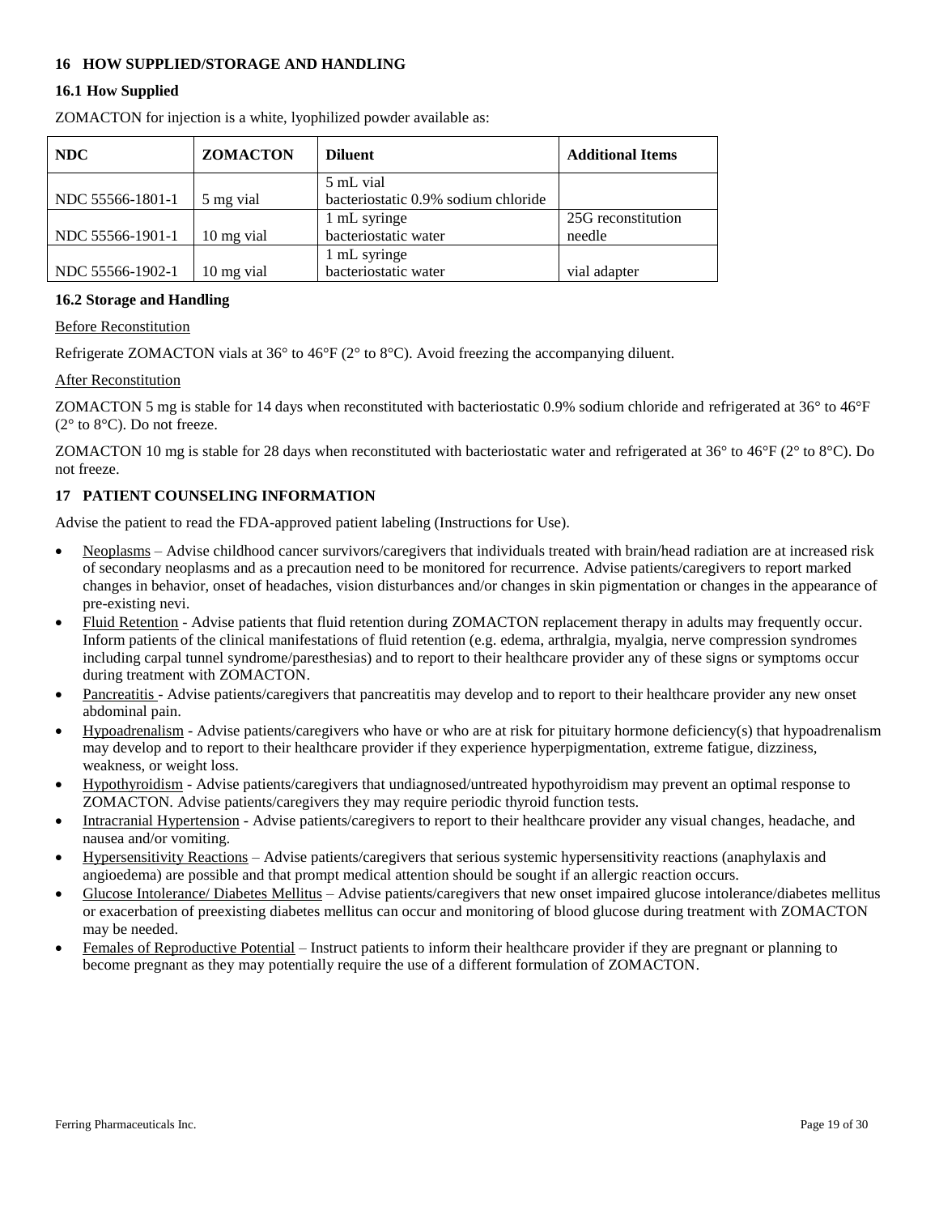## 16 HOW SUPPLIED/STORAGE AND HANDLING

### 16.1 How Supplied

ZOMACTON for injection is a white, lyophilized powder available as:

| NDC | ZOMACTON | Diluent | Additional Items |
|---|---|---|---|
| NDC 55566-1801-1 | 5 mg vial | 5 mL vial bacteriostatic 0.9% sodium chloride | |
| NDC 55566-1901-1 | 10 mg vial | 1 mL syringe bacteriostatic water | 25G reconstitution needle |
| NDC 55566-1902-1 | 10 mg vial | 1 mL syringe bacteriostatic water | vial adapter |

### 16.2 Storage and Handling

Before Reconstitution

Refrigerate ZOMACTON vials at 36° to 46°F (2° to 8°C). Avoid freezing the accompanying diluent.

After Reconstitution

ZOMACTON 5 mg is stable for 14 days when reconstituted with bacteriostatic 0.9% sodium chloride and refrigerated at 36° to 46°F (2° to 8°C). Do not freeze.

ZOMACTON 10 mg is stable for 28 days when reconstituted with bacteriostatic water and refrigerated at 36° to 46°F (2° to 8°C). Do not freeze.

## 17 PATIENT COUNSELING INFORMATION

Advise the patient to read the FDA-approved patient labeling (Instructions for Use).

- Neoplasms – Advise childhood cancer survivors/caregivers that individuals treated with brain/head radiation are at increased risk of secondary neoplasms and as a precaution need to be monitored for recurrence. Advise patients/caregivers to report marked changes in behavior, onset of headaches, vision disturbances and/or changes in skin pigmentation or changes in the appearance of pre-existing nevi.
- Fluid Retention - Advise patients that fluid retention during ZOMACTON replacement therapy in adults may frequently occur. Inform patients of the clinical manifestations of fluid retention (e.g. edema, arthralgia, myalgia, nerve compression syndromes including carpal tunnel syndrome/paresthesias) and to report to their healthcare provider any of these signs or symptoms occur during treatment with ZOMACTON.
- Pancreatitis - Advise patients/caregivers that pancreatitis may develop and to report to their healthcare provider any new onset abdominal pain.
- Hypoadrenalism - Advise patients/caregivers who have or who are at risk for pituitary hormone deficiency(s) that hypoadrenalism may develop and to report to their healthcare provider if they experience hyperpigmentation, extreme fatigue, dizziness, weakness, or weight loss.
- Hypothyroidism - Advise patients/caregivers that undiagnosed/untreated hypothyroidism may prevent an optimal response to ZOMACTON. Advise patients/caregivers they may require periodic thyroid function tests.
- Intracranial Hypertension - Advise patients/caregivers to report to their healthcare provider any visual changes, headache, and nausea and/or vomiting.
- Hypersensitivity Reactions – Advise patients/caregivers that serious systemic hypersensitivity reactions (anaphylaxis and angioedema) are possible and that prompt medical attention should be sought if an allergic reaction occurs.
- Glucose Intolerance/ Diabetes Mellitus – Advise patients/caregivers that new onset impaired glucose intolerance/diabetes mellitus or exacerbation of preexisting diabetes mellitus can occur and monitoring of blood glucose during treatment with ZOMACTON may be needed.
- Females of Reproductive Potential – Instruct patients to inform their healthcare provider if they are pregnant or planning to become pregnant as they may potentially require the use of a different formulation of ZOMACTON.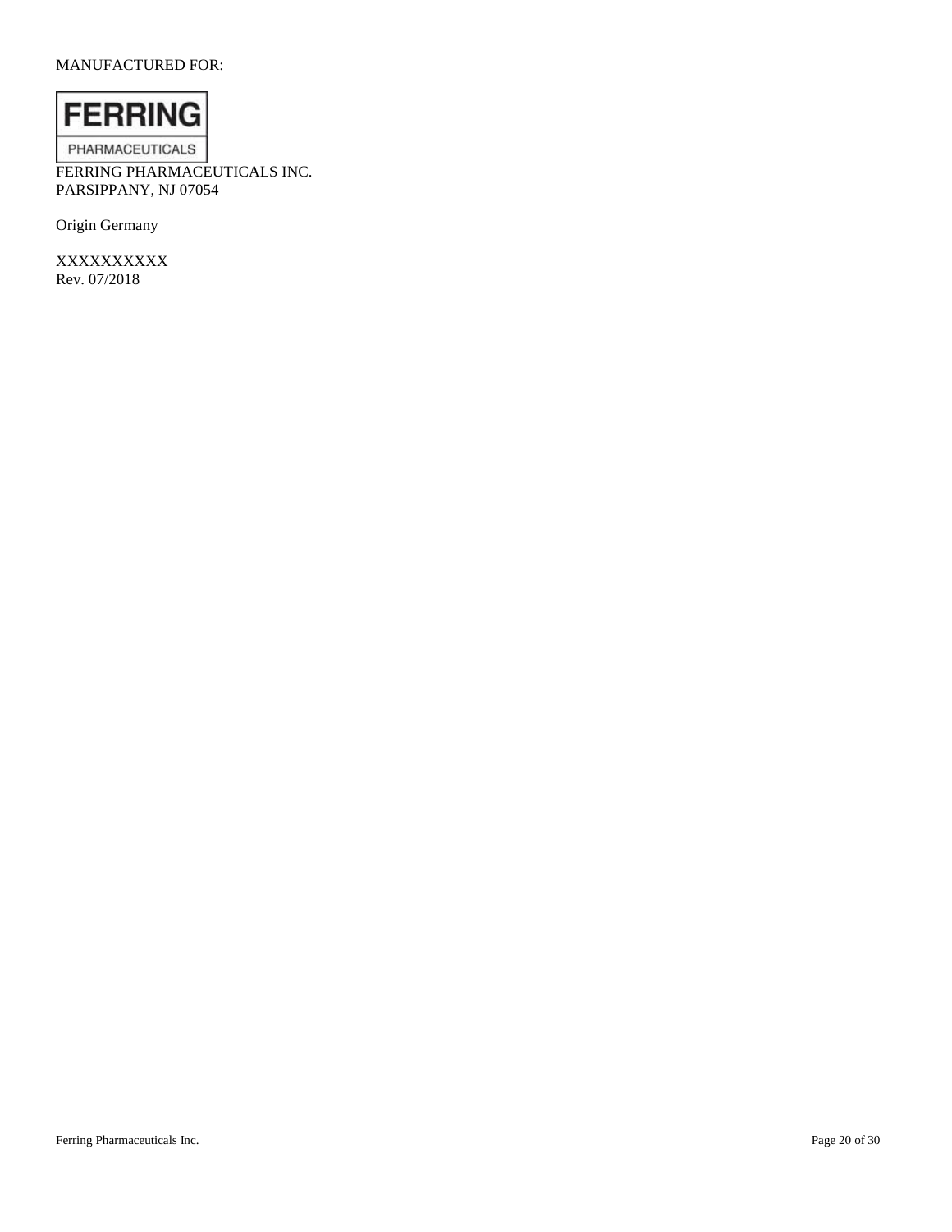MANUFACTURED FOR:

FERRING

PHARMACEUTICALS

FERRING PHARMACEUTICALS INC.
PARSIPPANY, NJ 07054

Origin Germany

XXXXXXXXXX
Rev. 07/2018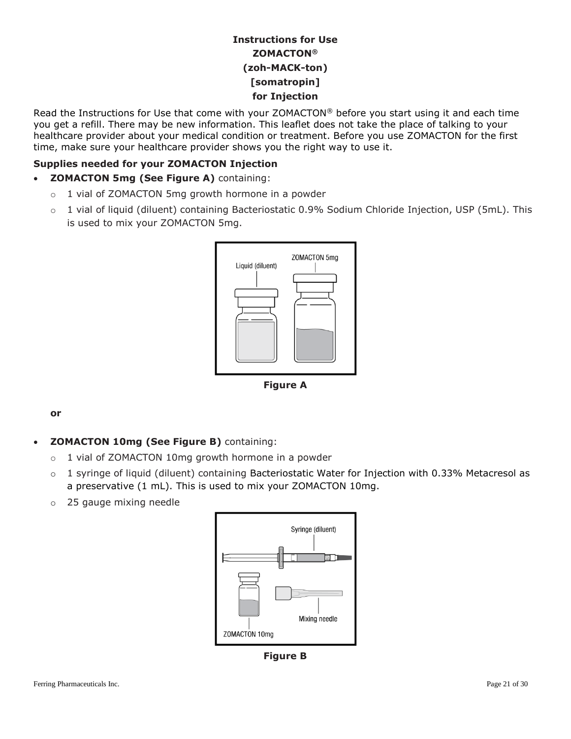# Instructions for Use

## ZOMACTON®

## (zoh-MACK-ton)

## [somatropin]

## for Injection

Read the Instructions for Use that come with your ZOMACTON® before you start using it and each time you get a refill. There may be new information. This leaflet does not take the place of talking to your healthcare provider about your medical condition or treatment. Before you use ZOMACTON for the first time, make sure your healthcare provider shows you the right way to use it.

**Supplies needed for your ZOMACTON Injection**

- **ZOMACTON 5mg (See Figure A)** containing:
  - 1 vial of ZOMACTON 5mg growth hormone in a powder
  - 1 vial of liquid (diluent) containing Bacteriostatic 0.9% Sodium Chloride Injection, USP (5mL). This is used to mix your ZOMACTON 5mg.

**Figure A**

**or**

- **ZOMACTON 10mg (See Figure B)** containing:
  - 1 vial of ZOMACTON 10mg growth hormone in a powder
  - 1 syringe of liquid (diluent) containing Bacteriostatic Water for Injection with 0.33% Metacresol as a preservative (1 mL). This is used to mix your ZOMACTON 10mg.
  - 25 gauge mixing needle

**Figure B**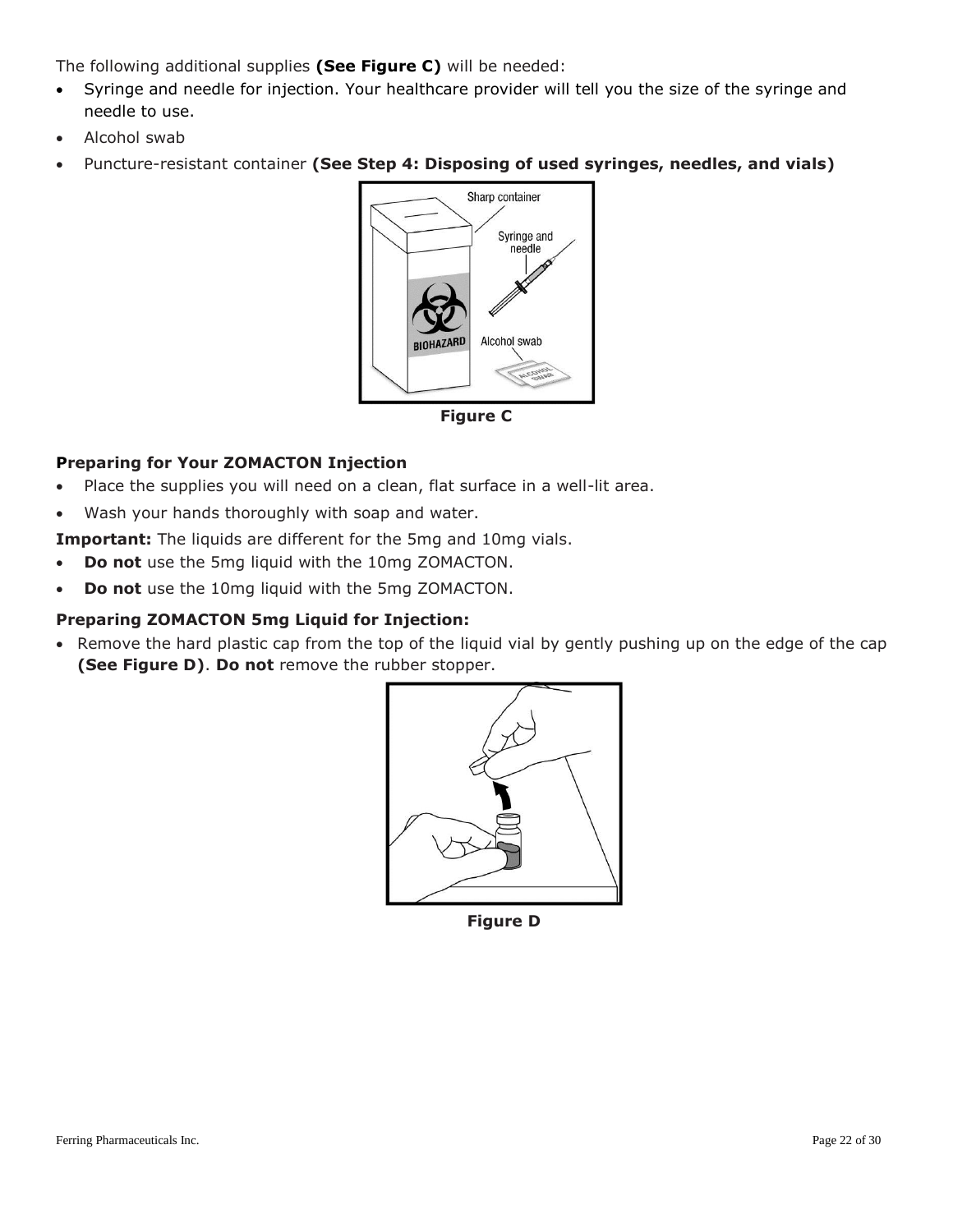The following additional supplies **(See Figure C)** will be needed:

- Syringe and needle for injection. Your healthcare provider will tell you the size of the syringe and needle to use.
- Alcohol swab
- Puncture-resistant container **(See Step 4: Disposing of used syringes, needles, and vials)**

**Figure C**

### Preparing for Your ZOMACTON Injection

- Place the supplies you will need on a clean, flat surface in a well-lit area.
- Wash your hands thoroughly with soap and water.

**Important:** The liquids are different for the 5mg and 10mg vials.

- **Do not** use the 5mg liquid with the 10mg ZOMACTON.
- **Do not** use the 10mg liquid with the 5mg ZOMACTON.

### Preparing ZOMACTON 5mg Liquid for Injection:

- Remove the hard plastic cap from the top of the liquid vial by gently pushing up on the edge of the cap **(See Figure D)**. **Do not** remove the rubber stopper.

**Figure D**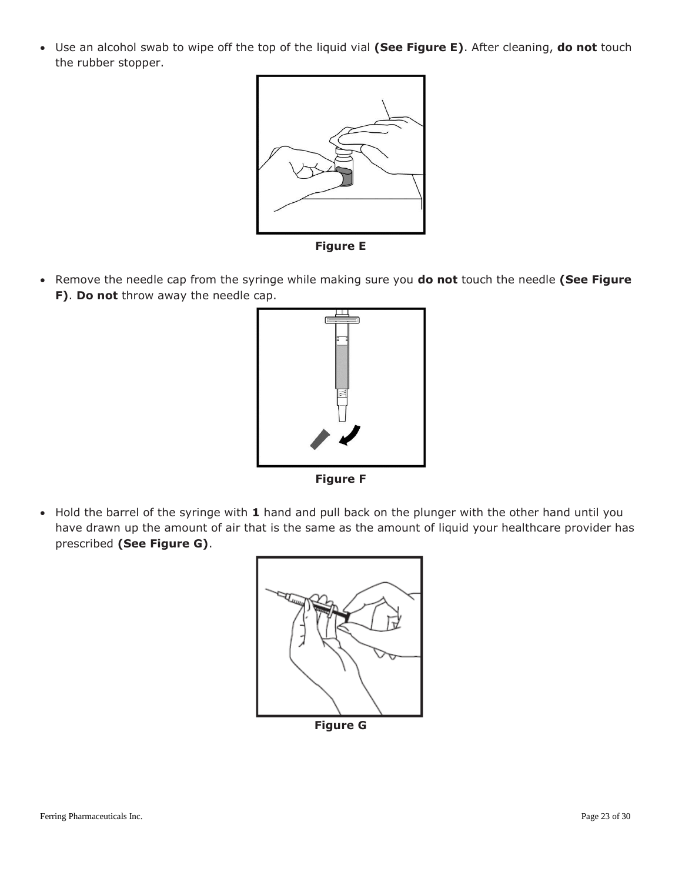- Use an alcohol swab to wipe off the top of the liquid vial **(See Figure E)**. After cleaning, **do not** touch the rubber stopper.

**Figure E**

- Remove the needle cap from the syringe while making sure you **do not** touch the needle **(See Figure F)**. **Do not** throw away the needle cap.

**Figure F**

- Hold the barrel of the syringe with **1** hand and pull back on the plunger with the other hand until you have drawn up the amount of air that is the same as the amount of liquid your healthcare provider has prescribed **(See Figure G)**.

**Figure G**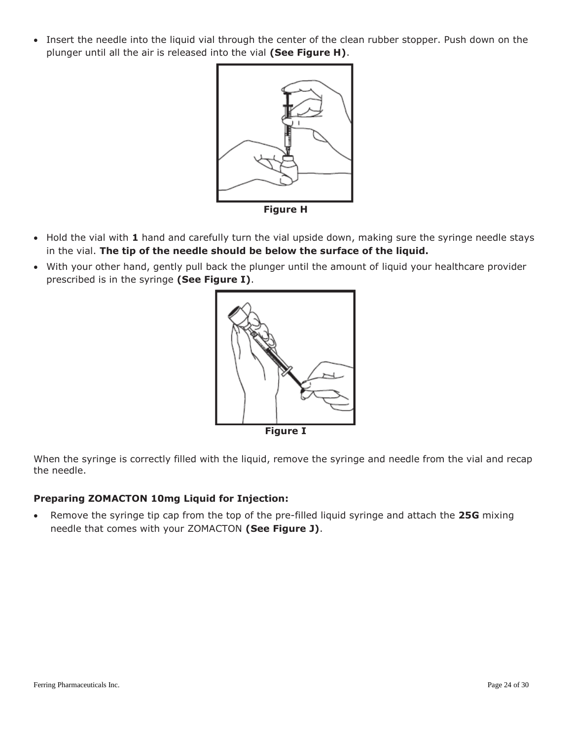- Insert the needle into the liquid vial through the center of the clean rubber stopper. Push down on the plunger until all the air is released into the vial **(See Figure H)**.

**Figure H**

- Hold the vial with **1** hand and carefully turn the vial upside down, making sure the syringe needle stays in the vial. **The tip of the needle should be below the surface of the liquid.**
- With your other hand, gently pull back the plunger until the amount of liquid your healthcare provider prescribed is in the syringe **(See Figure I)**.

**Figure I**

When the syringe is correctly filled with the liquid, remove the syringe and needle from the vial and recap the needle.

**Preparing ZOMACTON 10mg Liquid for Injection:**

- Remove the syringe tip cap from the top of the pre-filled liquid syringe and attach the **25G** mixing needle that comes with your ZOMACTON **(See Figure J)**.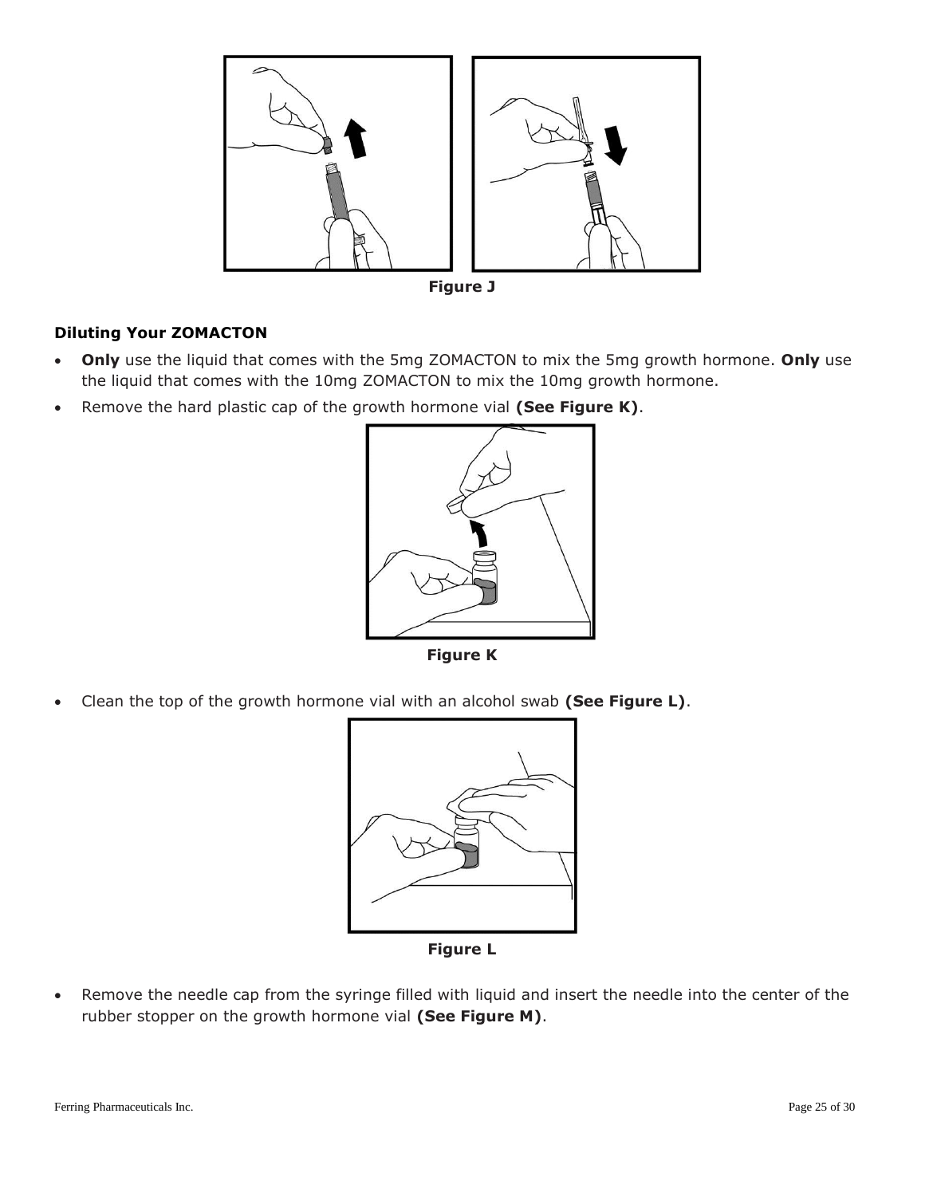Figure J

**Diluting Your ZOMACTON**

- **Only** use the liquid that comes with the 5mg ZOMACTON to mix the 5mg growth hormone. **Only** use the liquid that comes with the 10mg ZOMACTON to mix the 10mg growth hormone.
- Remove the hard plastic cap of the growth hormone vial **(See Figure K)**.

Figure K

- Clean the top of the growth hormone vial with an alcohol swab **(See Figure L)**.

Figure L

- Remove the needle cap from the syringe filled with liquid and insert the needle into the center of the rubber stopper on the growth hormone vial **(See Figure M)**.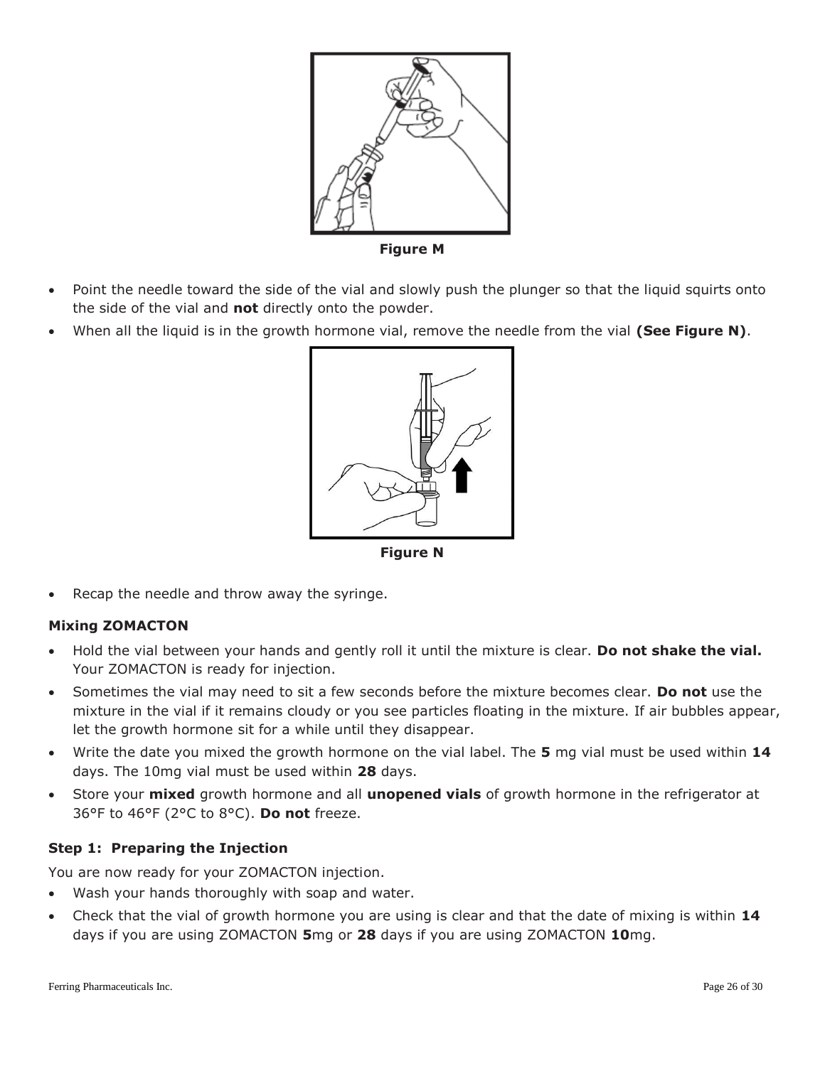Figure M

- Point the needle toward the side of the vial and slowly push the plunger so that the liquid squirts onto the side of the vial and **not** directly onto the powder.
- When all the liquid is in the growth hormone vial, remove the needle from the vial **(See Figure N)**.

Figure N

- Recap the needle and throw away the syringe.

### Mixing ZOMACTON

- Hold the vial between your hands and gently roll it until the mixture is clear. **Do not shake the vial.** Your ZOMACTON is ready for injection.
- Sometimes the vial may need to sit a few seconds before the mixture becomes clear. **Do not** use the mixture in the vial if it remains cloudy or you see particles floating in the mixture. If air bubbles appear, let the growth hormone sit for a while until they disappear.
- Write the date you mixed the growth hormone on the vial label. The **5** mg vial must be used within **14** days. The 10mg vial must be used within **28** days.
- Store your **mixed** growth hormone and all **unopened vials** of growth hormone in the refrigerator at 36°F to 46°F (2°C to 8°C). **Do not** freeze.

### Step 1: Preparing the Injection

You are now ready for your ZOMACTON injection.

- Wash your hands thoroughly with soap and water.
- Check that the vial of growth hormone you are using is clear and that the date of mixing is within **14** days if you are using ZOMACTON **5**mg or **28** days if you are using ZOMACTON **10**mg.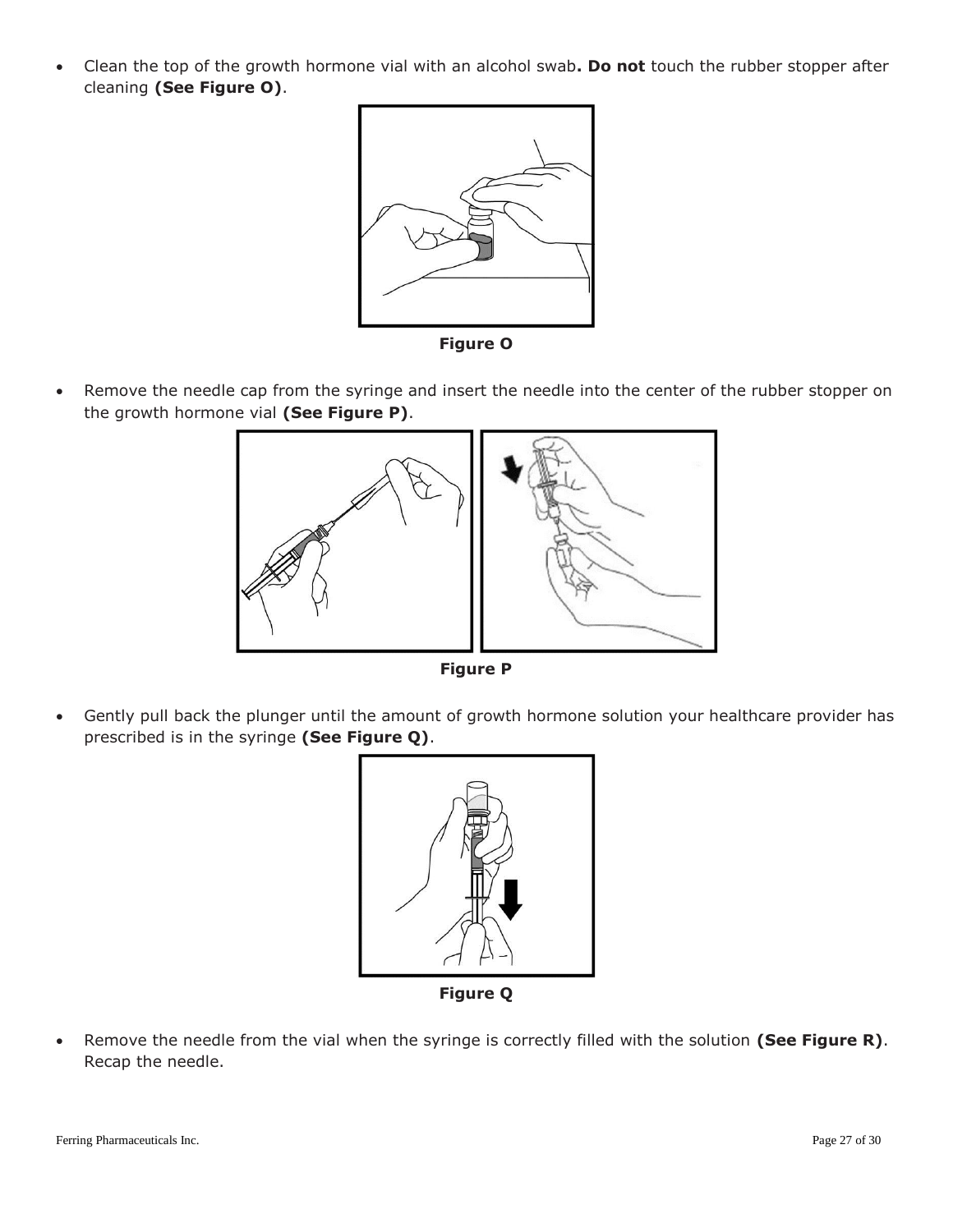- Clean the top of the growth hormone vial with an alcohol swab**. Do not** touch the rubber stopper after cleaning **(See Figure O)**.

**Figure O**

- Remove the needle cap from the syringe and insert the needle into the center of the rubber stopper on the growth hormone vial **(See Figure P)**.

**Figure P**

- Gently pull back the plunger until the amount of growth hormone solution your healthcare provider has prescribed is in the syringe **(See Figure Q)**.

**Figure Q**

- Remove the needle from the vial when the syringe is correctly filled with the solution **(See Figure R)**. Recap the needle.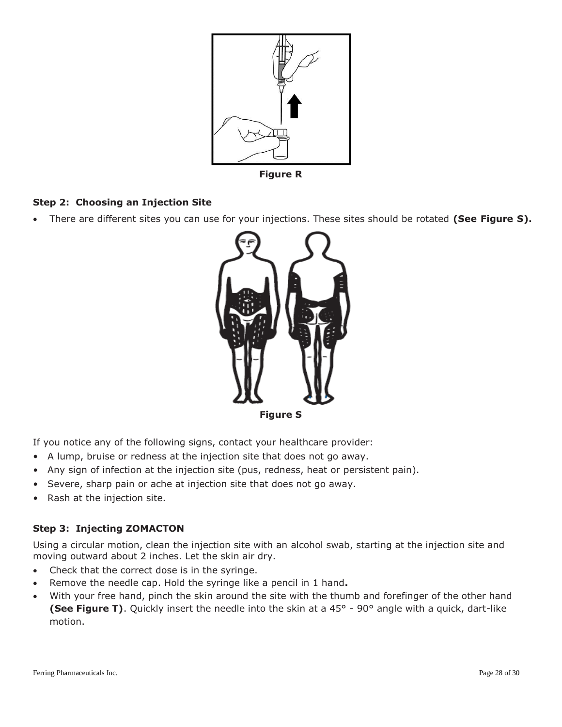Figure R

**Step 2: Choosing an Injection Site**

- There are different sites you can use for your injections. These sites should be rotated **(See Figure S).**

Figure S

If you notice any of the following signs, contact your healthcare provider:

- A lump, bruise or redness at the injection site that does not go away.
- Any sign of infection at the injection site (pus, redness, heat or persistent pain).
- Severe, sharp pain or ache at injection site that does not go away.
- Rash at the injection site.

**Step 3: Injecting ZOMACTON**

Using a circular motion, clean the injection site with an alcohol swab, starting at the injection site and moving outward about 2 inches. Let the skin air dry.

- Check that the correct dose is in the syringe.
- Remove the needle cap. Hold the syringe like a pencil in 1 hand**.**
- With your free hand, pinch the skin around the site with the thumb and forefinger of the other hand **(See Figure T)**. Quickly insert the needle into the skin at a 45° - 90° angle with a quick, dart-like motion.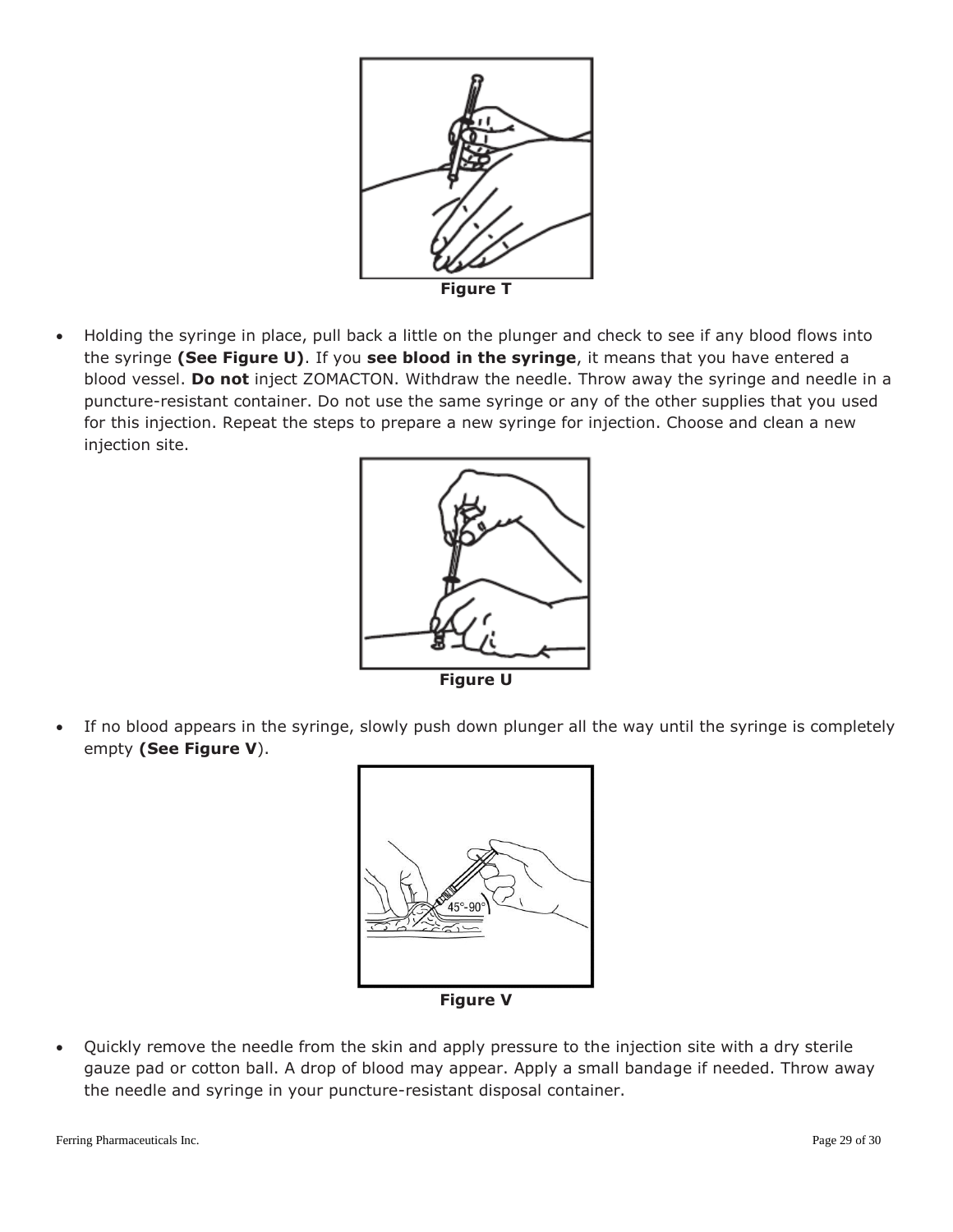Figure T

- Holding the syringe in place, pull back a little on the plunger and check to see if any blood flows into the syringe **(See Figure U)**. If you **see blood in the syringe**, it means that you have entered a blood vessel. **Do not** inject ZOMACTON. Withdraw the needle. Throw away the syringe and needle in a puncture-resistant container. Do not use the same syringe or any of the other supplies that you used for this injection. Repeat the steps to prepare a new syringe for injection. Choose and clean a new injection site.

Figure U

- If no blood appears in the syringe, slowly push down plunger all the way until the syringe is completely empty **(See Figure V)**.

Figure V

- Quickly remove the needle from the skin and apply pressure to the injection site with a dry sterile gauze pad or cotton ball. A drop of blood may appear. Apply a small bandage if needed. Throw away the needle and syringe in your puncture-resistant disposal container.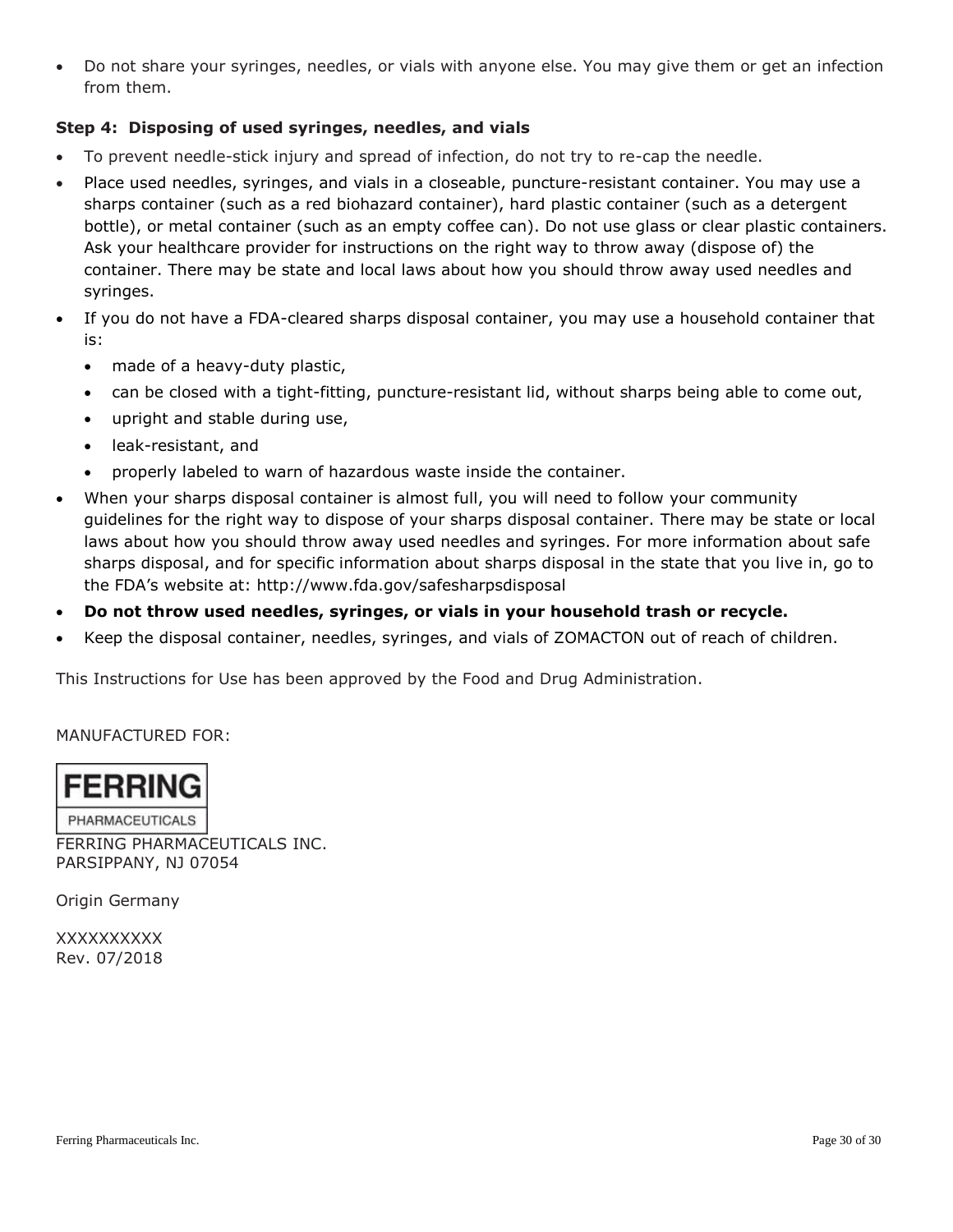- Do not share your syringes, needles, or vials with anyone else. You may give them or get an infection from them.

**Step 4: Disposing of used syringes, needles, and vials**

- To prevent needle-stick injury and spread of infection, do not try to re-cap the needle.
- Place used needles, syringes, and vials in a closeable, puncture-resistant container. You may use a sharps container (such as a red biohazard container), hard plastic container (such as a detergent bottle), or metal container (such as an empty coffee can). Do not use glass or clear plastic containers. Ask your healthcare provider for instructions on the right way to throw away (dispose of) the container. There may be state and local laws about how you should throw away used needles and syringes.
- If you do not have a FDA-cleared sharps disposal container, you may use a household container that is:
  - made of a heavy-duty plastic,
  - can be closed with a tight-fitting, puncture-resistant lid, without sharps being able to come out,
  - upright and stable during use,
  - leak-resistant, and
  - properly labeled to warn of hazardous waste inside the container.
- When your sharps disposal container is almost full, you will need to follow your community guidelines for the right way to dispose of your sharps disposal container. There may be state or local laws about how you should throw away used needles and syringes. For more information about safe sharps disposal, and for specific information about sharps disposal in the state that you live in, go to the FDA's website at: http://www.fda.gov/safesharpsdisposal
- **Do not throw used needles, syringes, or vials in your household trash or recycle.**
- Keep the disposal container, needles, syringes, and vials of ZOMACTON out of reach of children.

This Instructions for Use has been approved by the Food and Drug Administration.

MANUFACTURED FOR:

FERRING
PHARMACEUTICALS

FERRING PHARMACEUTICALS INC.
PARSIPPANY, NJ 07054

Origin Germany

XXXXXXXXXX
Rev. 07/2018